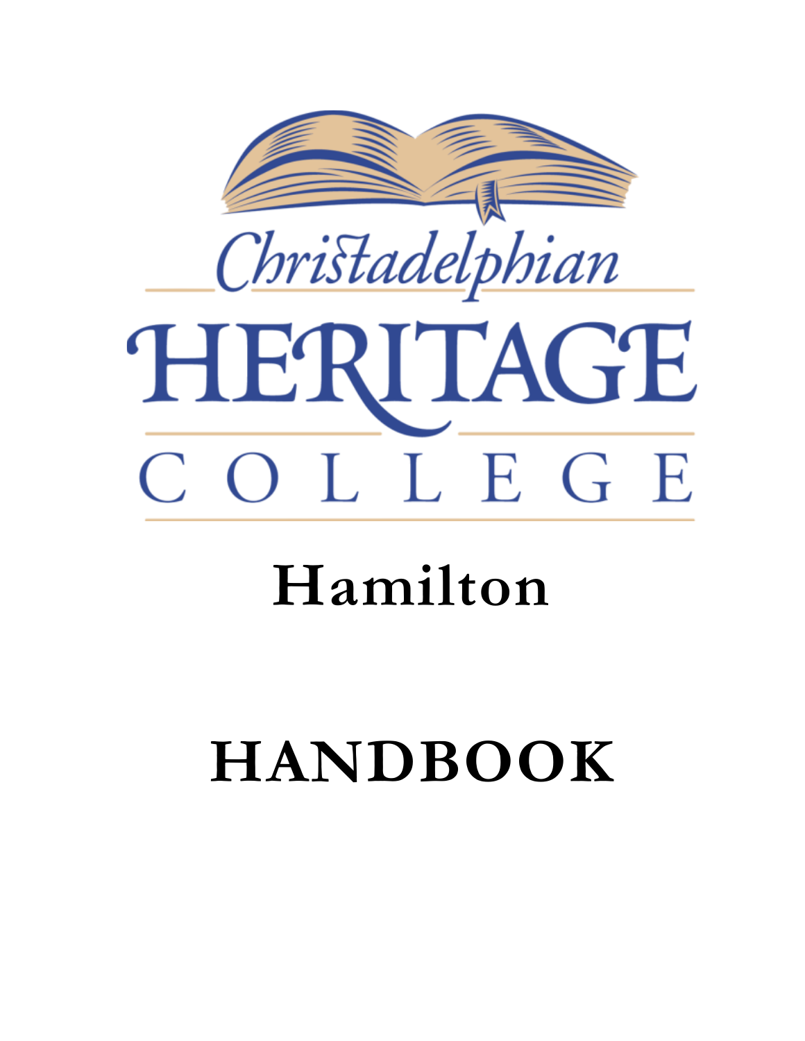Christadelphian

# HERITAGE

COLLEGE

# Hamilton

# HANDBOOK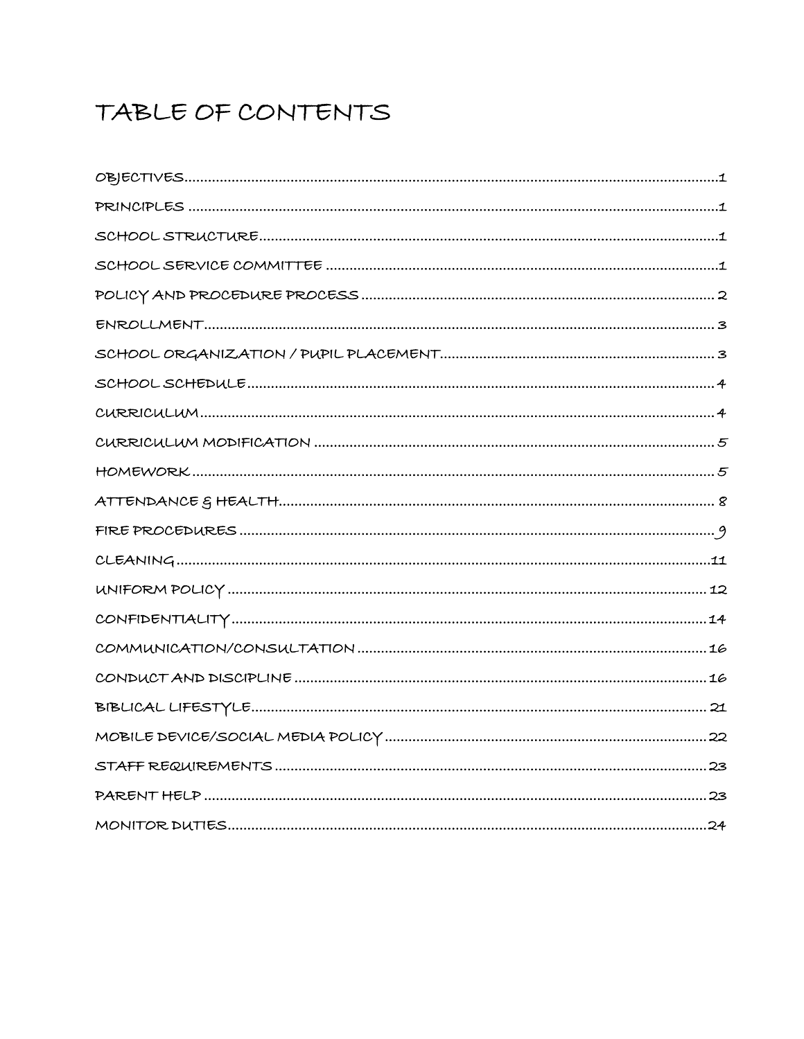# TABLE OF CONTENTS

OBJECTIVES....................................................................................................................1

PRINCIPLES ....................................................................................................................1

SCHOOL STRUCTURE....................................................................................................1

SCHOOL SERVICE COMMITTEE ....................................................................................1

POLICY AND PROCEDURE PROCESS ............................................................................2

ENROLLMENT................................................................................................................3

SCHOOL ORGANIZATION / PUPIL PLACEMENT..........................................................3

SCHOOL SCHEDULE......................................................................................................4

CURRICULUM................................................................................................................4

CURRICULUM MODIFICATION ......................................................................................5

HOMEWORK....................................................................................................................5

ATTENDANCE & HEALTH...............................................................................................8

FIRE PROCEDURES .........................................................................................................9

CLEANING.......................................................................................................................11

UNIFORM POLICY ..........................................................................................................12

CONFIDENTIALITY .........................................................................................................14

COMMUNICATION/CONSULTATION ...........................................................................16

CONDUCT AND DISCIPLINE .........................................................................................16

BIBLICAL LIFESTYLE.....................................................................................................21

MOBILE DEVICE/SOCIAL MEDIA POLICY ....................................................................22

STAFF REQUIREMENTS ..................................................................................................23

PARENT HELP ..................................................................................................................23

MONITOR DUTIES............................................................................................................24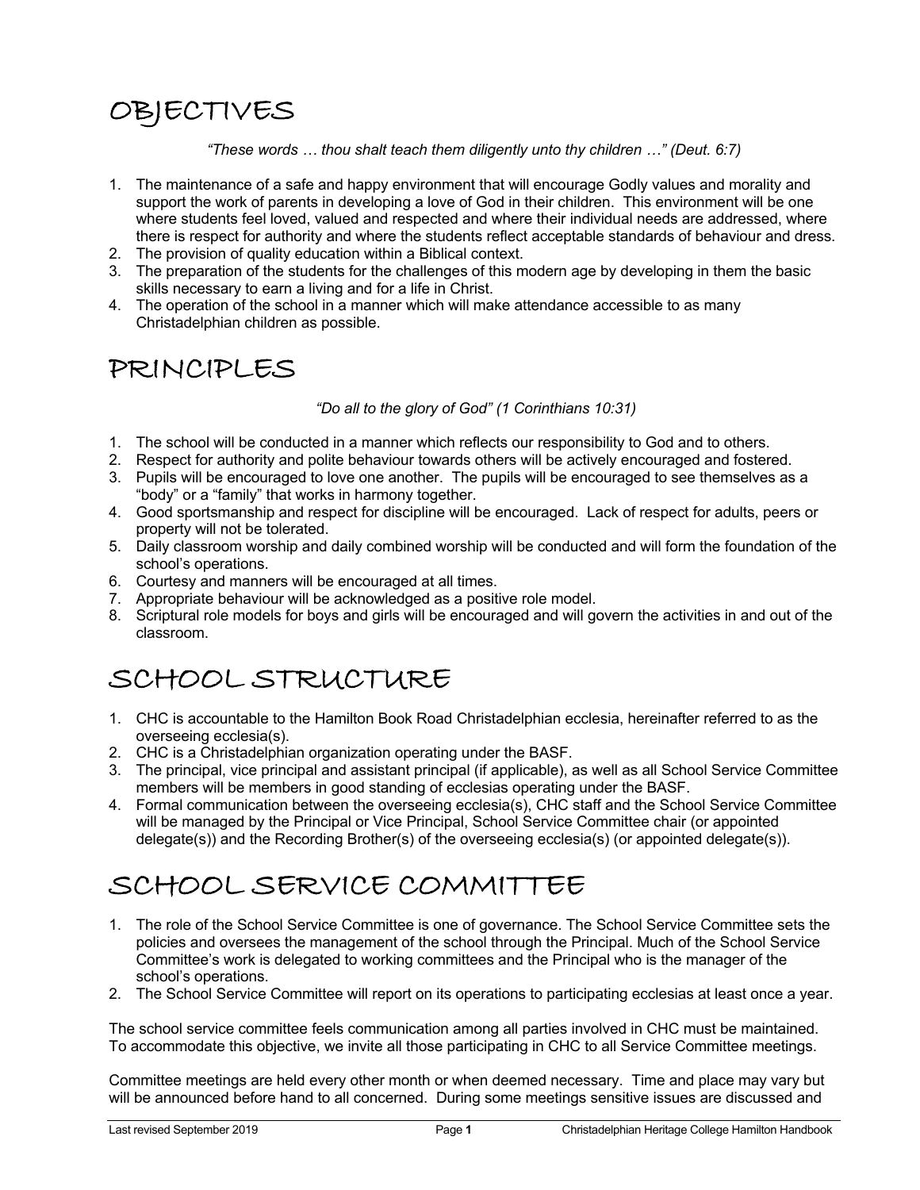# OBJECTIVES

*"These words … thou shalt teach them diligently unto thy children …" (Deut. 6:7)*

1. The maintenance of a safe and happy environment that will encourage Godly values and morality and support the work of parents in developing a love of God in their children. This environment will be one where students feel loved, valued and respected and where their individual needs are addressed, where there is respect for authority and where the students reflect acceptable standards of behaviour and dress.
2. The provision of quality education within a Biblical context.
3. The preparation of the students for the challenges of this modern age by developing in them the basic skills necessary to earn a living and for a life in Christ.
4. The operation of the school in a manner which will make attendance accessible to as many Christadelphian children as possible.

# PRINCIPLES

*"Do all to the glory of God" (1 Corinthians 10:31)*

1. The school will be conducted in a manner which reflects our responsibility to God and to others.
2. Respect for authority and polite behaviour towards others will be actively encouraged and fostered.
3. Pupils will be encouraged to love one another. The pupils will be encouraged to see themselves as a "body" or a "family" that works in harmony together.
4. Good sportsmanship and respect for discipline will be encouraged. Lack of respect for adults, peers or property will not be tolerated.
5. Daily classroom worship and daily combined worship will be conducted and will form the foundation of the school's operations.
6. Courtesy and manners will be encouraged at all times.
7. Appropriate behaviour will be acknowledged as a positive role model.
8. Scriptural role models for boys and girls will be encouraged and will govern the activities in and out of the classroom.

# SCHOOL STRUCTURE

1. CHC is accountable to the Hamilton Book Road Christadelphian ecclesia, hereinafter referred to as the overseeing ecclesia(s).
2. CHC is a Christadelphian organization operating under the BASF.
3. The principal, vice principal and assistant principal (if applicable), as well as all School Service Committee members will be members in good standing of ecclesias operating under the BASF.
4. Formal communication between the overseeing ecclesia(s), CHC staff and the School Service Committee will be managed by the Principal or Vice Principal, School Service Committee chair (or appointed delegate(s)) and the Recording Brother(s) of the overseeing ecclesia(s) (or appointed delegate(s)).

# SCHOOL SERVICE COMMITTEE

1. The role of the School Service Committee is one of governance. The School Service Committee sets the policies and oversees the management of the school through the Principal. Much of the School Service Committee's work is delegated to working committees and the Principal who is the manager of the school's operations.
2. The School Service Committee will report on its operations to participating ecclesias at least once a year.

The school service committee feels communication among all parties involved in CHC must be maintained. To accommodate this objective, we invite all those participating in CHC to all Service Committee meetings.

Committee meetings are held every other month or when deemed necessary. Time and place may vary but will be announced before hand to all concerned. During some meetings sensitive issues are discussed and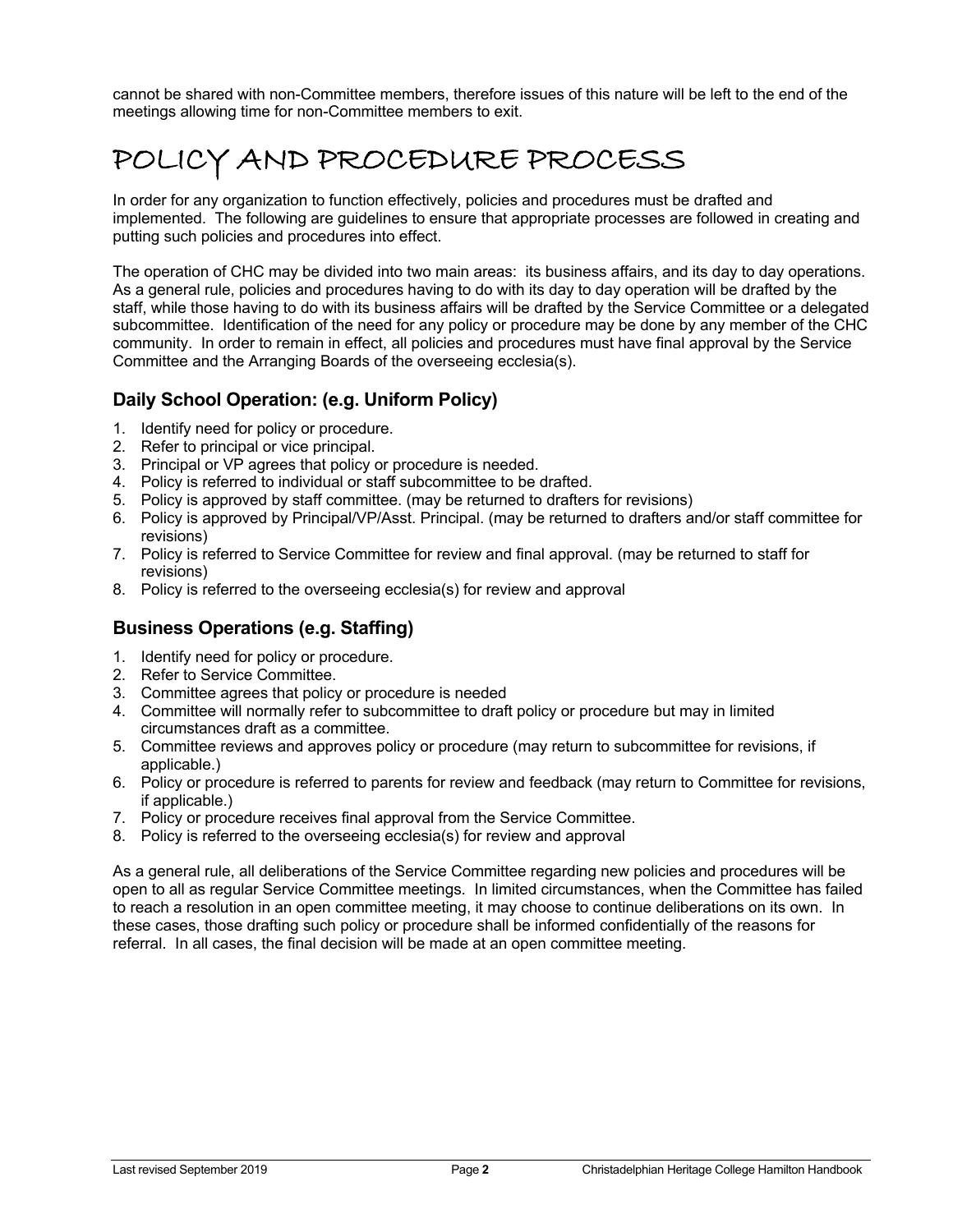cannot be shared with non-Committee members, therefore issues of this nature will be left to the end of the meetings allowing time for non-Committee members to exit.

# POLICY AND PROCEDURE PROCESS

In order for any organization to function effectively, policies and procedures must be drafted and implemented. The following are guidelines to ensure that appropriate processes are followed in creating and putting such policies and procedures into effect.

The operation of CHC may be divided into two main areas: its business affairs, and its day to day operations. As a general rule, policies and procedures having to do with its day to day operation will be drafted by the staff, while those having to do with its business affairs will be drafted by the Service Committee or a delegated subcommittee. Identification of the need for any policy or procedure may be done by any member of the CHC community. In order to remain in effect, all policies and procedures must have final approval by the Service Committee and the Arranging Boards of the overseeing ecclesia(s).

## Daily School Operation: (e.g. Uniform Policy)

1. Identify need for policy or procedure.
2. Refer to principal or vice principal.
3. Principal or VP agrees that policy or procedure is needed.
4. Policy is referred to individual or staff subcommittee to be drafted.
5. Policy is approved by staff committee. (may be returned to drafters for revisions)
6. Policy is approved by Principal/VP/Asst. Principal. (may be returned to drafters and/or staff committee for revisions)
7. Policy is referred to Service Committee for review and final approval. (may be returned to staff for revisions)
8. Policy is referred to the overseeing ecclesia(s) for review and approval

## Business Operations (e.g. Staffing)

1. Identify need for policy or procedure.
2. Refer to Service Committee.
3. Committee agrees that policy or procedure is needed
4. Committee will normally refer to subcommittee to draft policy or procedure but may in limited circumstances draft as a committee.
5. Committee reviews and approves policy or procedure (may return to subcommittee for revisions, if applicable.)
6. Policy or procedure is referred to parents for review and feedback (may return to Committee for revisions, if applicable.)
7. Policy or procedure receives final approval from the Service Committee.
8. Policy is referred to the overseeing ecclesia(s) for review and approval

As a general rule, all deliberations of the Service Committee regarding new policies and procedures will be open to all as regular Service Committee meetings. In limited circumstances, when the Committee has failed to reach a resolution in an open committee meeting, it may choose to continue deliberations on its own. In these cases, those drafting such policy or procedure shall be informed confidentially of the reasons for referral. In all cases, the final decision will be made at an open committee meeting.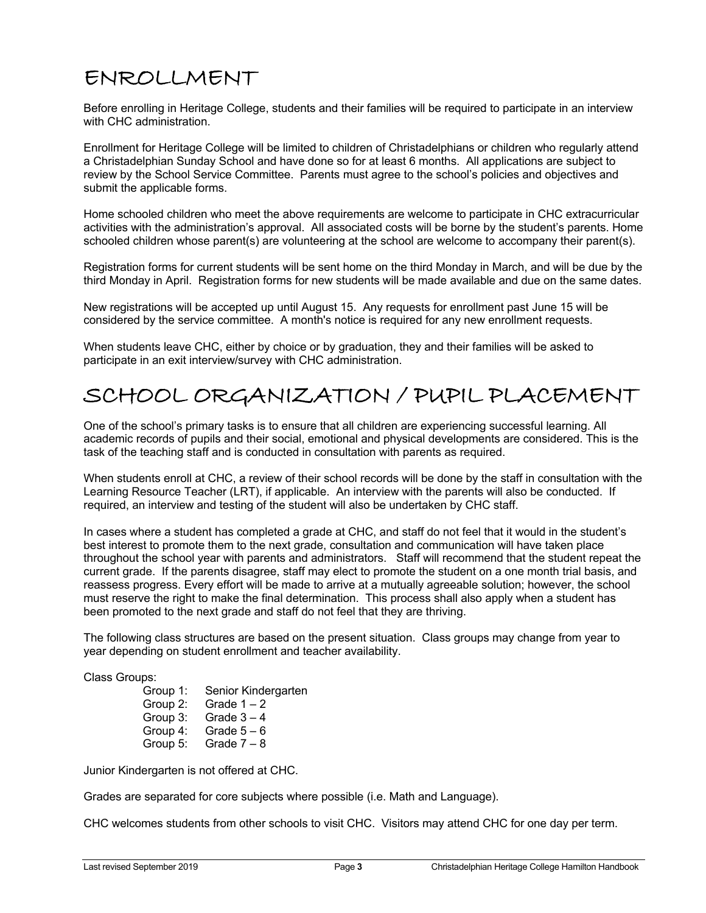# ENROLLMENT

Before enrolling in Heritage College, students and their families will be required to participate in an interview with CHC administration.

Enrollment for Heritage College will be limited to children of Christadelphians or children who regularly attend a Christadelphian Sunday School and have done so for at least 6 months. All applications are subject to review by the School Service Committee. Parents must agree to the school's policies and objectives and submit the applicable forms.

Home schooled children who meet the above requirements are welcome to participate in CHC extracurricular activities with the administration's approval. All associated costs will be borne by the student's parents. Home schooled children whose parent(s) are volunteering at the school are welcome to accompany their parent(s).

Registration forms for current students will be sent home on the third Monday in March, and will be due by the third Monday in April. Registration forms for new students will be made available and due on the same dates.

New registrations will be accepted up until August 15. Any requests for enrollment past June 15 will be considered by the service committee. A month's notice is required for any new enrollment requests.

When students leave CHC, either by choice or by graduation, they and their families will be asked to participate in an exit interview/survey with CHC administration.

# SCHOOL ORGANIZATION / PUPIL PLACEMENT

One of the school's primary tasks is to ensure that all children are experiencing successful learning. All academic records of pupils and their social, emotional and physical developments are considered. This is the task of the teaching staff and is conducted in consultation with parents as required.

When students enroll at CHC, a review of their school records will be done by the staff in consultation with the Learning Resource Teacher (LRT), if applicable. An interview with the parents will also be conducted. If required, an interview and testing of the student will also be undertaken by CHC staff.

In cases where a student has completed a grade at CHC, and staff do not feel that it would in the student's best interest to promote them to the next grade, consultation and communication will have taken place throughout the school year with parents and administrators. Staff will recommend that the student repeat the current grade. If the parents disagree, staff may elect to promote the student on a one month trial basis, and reassess progress. Every effort will be made to arrive at a mutually agreeable solution; however, the school must reserve the right to make the final determination. This process shall also apply when a student has been promoted to the next grade and staff do not feel that they are thriving.

The following class structures are based on the present situation. Class groups may change from year to year depending on student enrollment and teacher availability.

Class Groups:

- Group 1: Senior Kindergarten
- Group 2: Grade 1 – 2
- Group 3: Grade 3 – 4
- Group 4: Grade 5 – 6
- Group 5: Grade 7 – 8

Junior Kindergarten is not offered at CHC.

Grades are separated for core subjects where possible (i.e. Math and Language).

CHC welcomes students from other schools to visit CHC. Visitors may attend CHC for one day per term.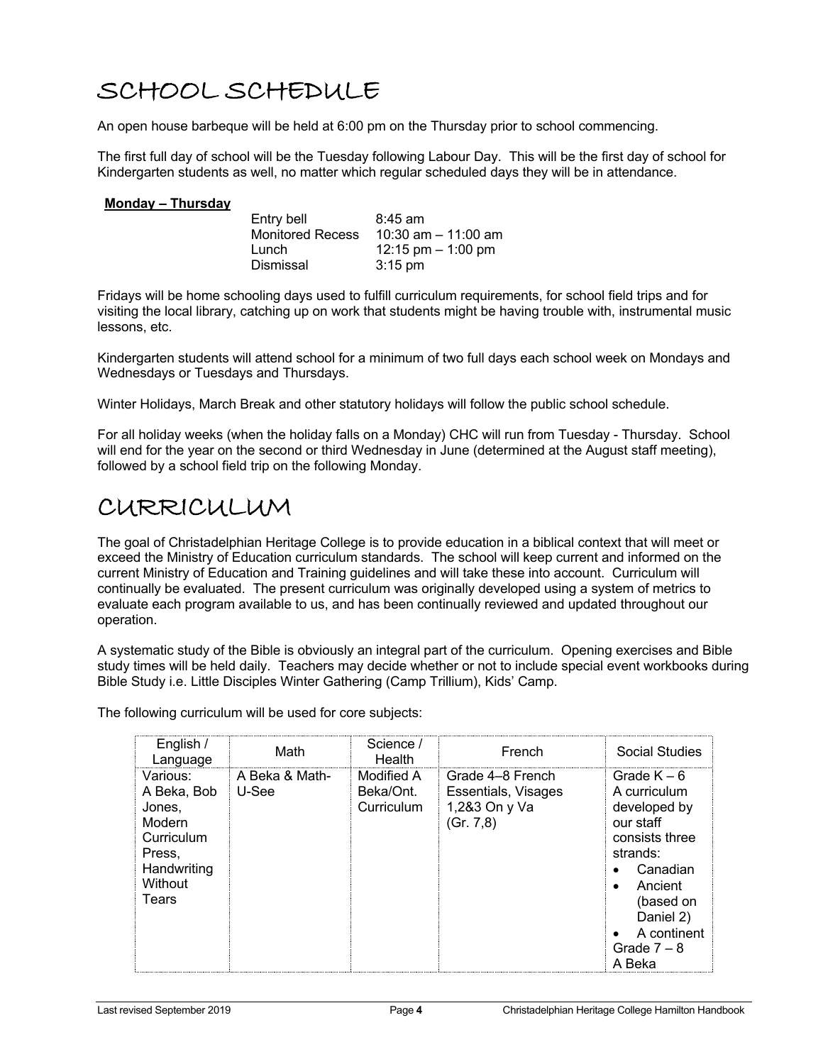# SCHOOL SCHEDULE

An open house barbeque will be held at 6:00 pm on the Thursday prior to school commencing.

The first full day of school will be the Tuesday following Labour Day. This will be the first day of school for Kindergarten students as well, no matter which regular scheduled days they will be in attendance.

**Monday – Thursday**

| | |
|---|---|
| Entry bell | 8:45 am |
| Monitored Recess | 10:30 am – 11:00 am |
| Lunch | 12:15 pm – 1:00 pm |
| Dismissal | 3:15 pm |

Fridays will be home schooling days used to fulfill curriculum requirements, for school field trips and for visiting the local library, catching up on work that students might be having trouble with, instrumental music lessons, etc.

Kindergarten students will attend school for a minimum of two full days each school week on Mondays and Wednesdays or Tuesdays and Thursdays.

Winter Holidays, March Break and other statutory holidays will follow the public school schedule.

For all holiday weeks (when the holiday falls on a Monday) CHC will run from Tuesday - Thursday. School will end for the year on the second or third Wednesday in June (determined at the August staff meeting), followed by a school field trip on the following Monday.

# CURRICULUM

The goal of Christadelphian Heritage College is to provide education in a biblical context that will meet or exceed the Ministry of Education curriculum standards. The school will keep current and informed on the current Ministry of Education and Training guidelines and will take these into account. Curriculum will continually be evaluated. The present curriculum was originally developed using a system of metrics to evaluate each program available to us, and has been continually reviewed and updated throughout our operation.

A systematic study of the Bible is obviously an integral part of the curriculum. Opening exercises and Bible study times will be held daily. Teachers may decide whether or not to include special event workbooks during Bible Study i.e. Little Disciples Winter Gathering (Camp Trillium), Kids' Camp.

The following curriculum will be used for core subjects:

| English / Language | Math | Science / Health | French | Social Studies |
|---|---|---|---|---|
| Various: A Beka, Bob Jones, Modern Curriculum Press, Handwriting Without Tears | A Beka & Math-U-See | Modified A Beka/Ont. Curriculum | Grade 4–8 French Essentials, Visages 1,2&3 On y Va (Gr. 7,8) | Grade K – 6 A curriculum developed by our staff consists three strands: • Canadian • Ancient (based on Daniel 2) • A continent Grade 7 – 8 A Beka |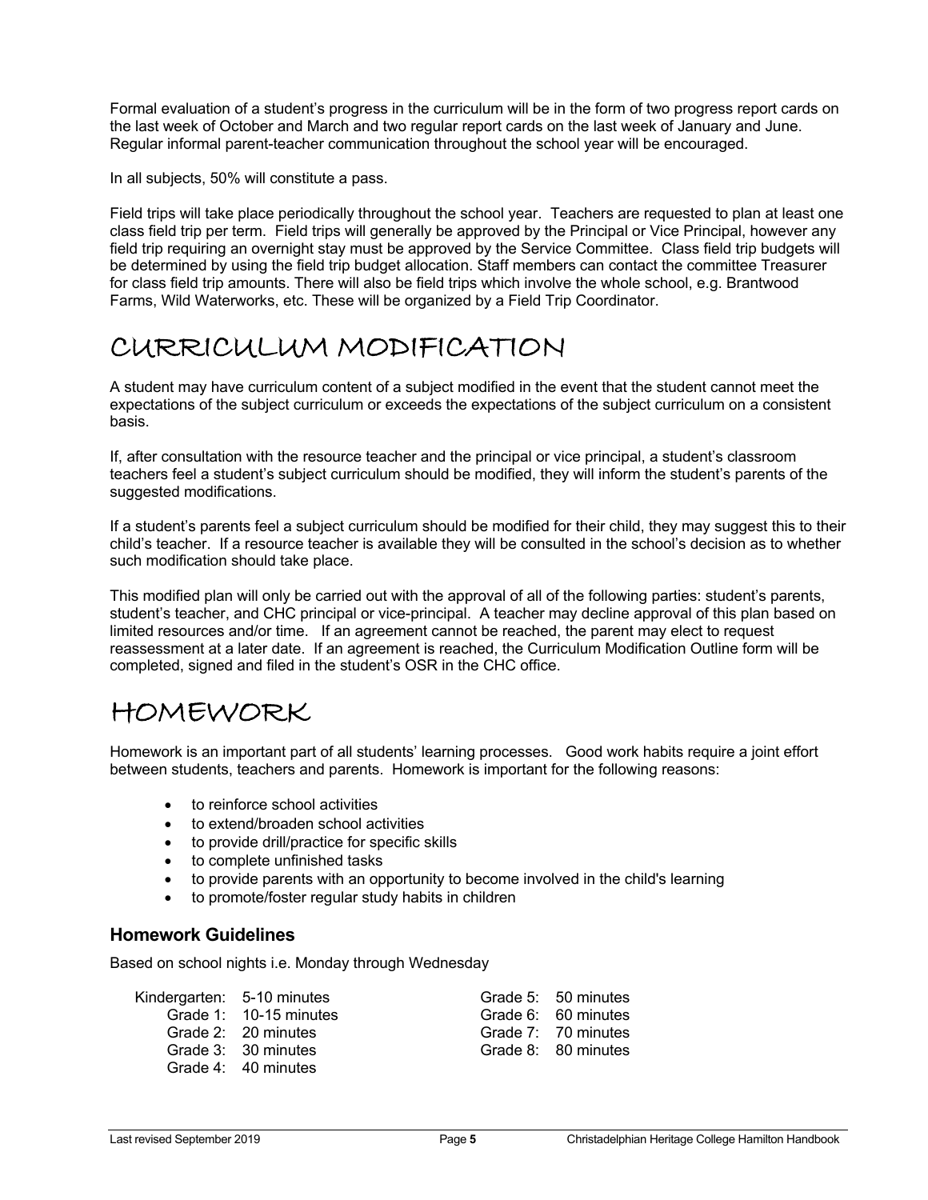Formal evaluation of a student's progress in the curriculum will be in the form of two progress report cards on the last week of October and March and two regular report cards on the last week of January and June. Regular informal parent-teacher communication throughout the school year will be encouraged.

In all subjects, 50% will constitute a pass.

Field trips will take place periodically throughout the school year. Teachers are requested to plan at least one class field trip per term. Field trips will generally be approved by the Principal or Vice Principal, however any field trip requiring an overnight stay must be approved by the Service Committee. Class field trip budgets will be determined by using the field trip budget allocation. Staff members can contact the committee Treasurer for class field trip amounts. There will also be field trips which involve the whole school, e.g. Brantwood Farms, Wild Waterworks, etc. These will be organized by a Field Trip Coordinator.

# CURRICULUM MODIFICATION

A student may have curriculum content of a subject modified in the event that the student cannot meet the expectations of the subject curriculum or exceeds the expectations of the subject curriculum on a consistent basis.

If, after consultation with the resource teacher and the principal or vice principal, a student's classroom teachers feel a student's subject curriculum should be modified, they will inform the student's parents of the suggested modifications.

If a student's parents feel a subject curriculum should be modified for their child, they may suggest this to their child's teacher. If a resource teacher is available they will be consulted in the school's decision as to whether such modification should take place.

This modified plan will only be carried out with the approval of all of the following parties: student's parents, student's teacher, and CHC principal or vice-principal. A teacher may decline approval of this plan based on limited resources and/or time. If an agreement cannot be reached, the parent may elect to request reassessment at a later date. If an agreement is reached, the Curriculum Modification Outline form will be completed, signed and filed in the student's OSR in the CHC office.

# HOMEWORK

Homework is an important part of all students' learning processes. Good work habits require a joint effort between students, teachers and parents. Homework is important for the following reasons:

- to reinforce school activities
- to extend/broaden school activities
- to provide drill/practice for specific skills
- to complete unfinished tasks
- to provide parents with an opportunity to become involved in the child's learning
- to promote/foster regular study habits in children

### Homework Guidelines

Based on school nights i.e. Monday through Wednesday

Kindergarten: 5-10 minutes
Grade 1: 10-15 minutes
Grade 2: 20 minutes
Grade 3: 30 minutes
Grade 4: 40 minutes
Grade 5: 50 minutes
Grade 6: 60 minutes
Grade 7: 70 minutes
Grade 8: 80 minutes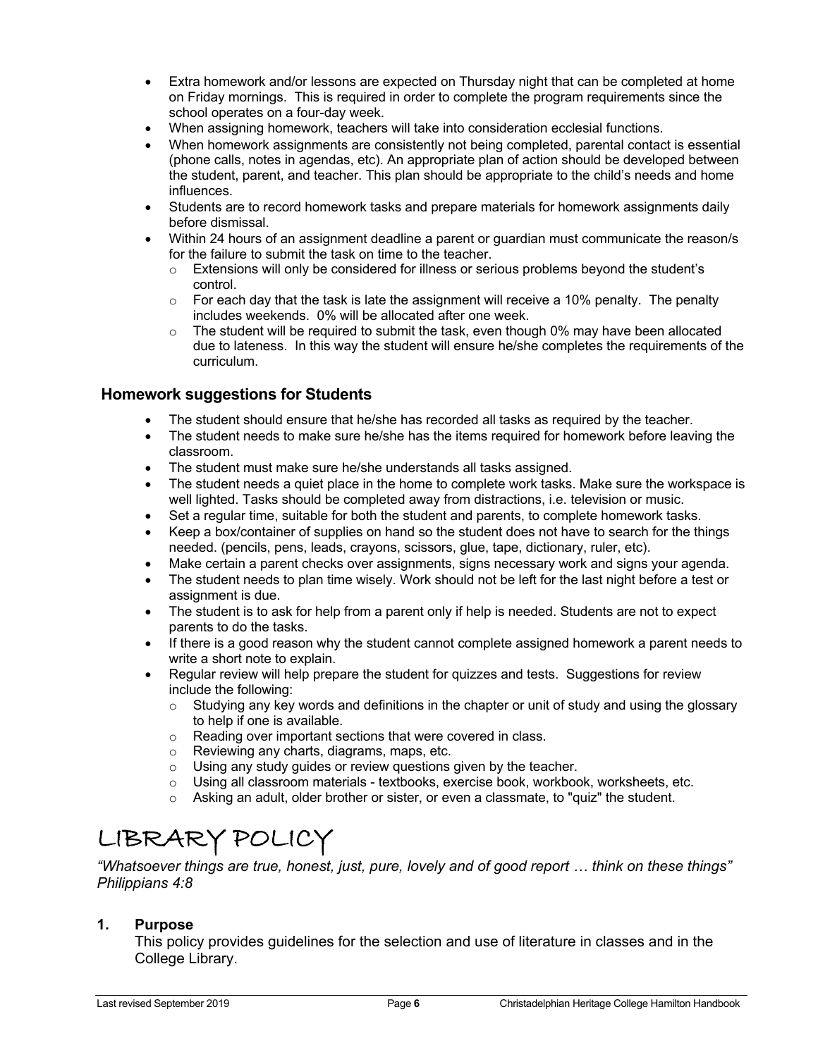- Extra homework and/or lessons are expected on Thursday night that can be completed at home on Friday mornings. This is required in order to complete the program requirements since the school operates on a four-day week.
- When assigning homework, teachers will take into consideration ecclesial functions.
- When homework assignments are consistently not being completed, parental contact is essential (phone calls, notes in agendas, etc). An appropriate plan of action should be developed between the student, parent, and teacher. This plan should be appropriate to the child's needs and home influences.
- Students are to record homework tasks and prepare materials for homework assignments daily before dismissal.
- Within 24 hours of an assignment deadline a parent or guardian must communicate the reason/s for the failure to submit the task on time to the teacher.
  - Extensions will only be considered for illness or serious problems beyond the student's control.
  - For each day that the task is late the assignment will receive a 10% penalty. The penalty includes weekends. 0% will be allocated after one week.
  - The student will be required to submit the task, even though 0% may have been allocated due to lateness. In this way the student will ensure he/she completes the requirements of the curriculum.

### Homework suggestions for Students

- The student should ensure that he/she has recorded all tasks as required by the teacher.
- The student needs to make sure he/she has the items required for homework before leaving the classroom.
- The student must make sure he/she understands all tasks assigned.
- The student needs a quiet place in the home to complete work tasks. Make sure the workspace is well lighted. Tasks should be completed away from distractions, i.e. television or music.
- Set a regular time, suitable for both the student and parents, to complete homework tasks.
- Keep a box/container of supplies on hand so the student does not have to search for the things needed. (pencils, pens, leads, crayons, scissors, glue, tape, dictionary, ruler, etc).
- Make certain a parent checks over assignments, signs necessary work and signs your agenda.
- The student needs to plan time wisely. Work should not be left for the last night before a test or assignment is due.
- The student is to ask for help from a parent only if help is needed. Students are not to expect parents to do the tasks.
- If there is a good reason why the student cannot complete assigned homework a parent needs to write a short note to explain.
- Regular review will help prepare the student for quizzes and tests. Suggestions for review include the following:
  - Studying any key words and definitions in the chapter or unit of study and using the glossary to help if one is available.
  - Reading over important sections that were covered in class.
  - Reviewing any charts, diagrams, maps, etc.
  - Using any study guides or review questions given by the teacher.
  - Using all classroom materials - textbooks, exercise book, workbook, worksheets, etc.
  - Asking an adult, older brother or sister, or even a classmate, to "quiz" the student.

# LIBRARY POLICY

*"Whatsoever things are true, honest, just, pure, lovely and of good report … think on these things" Philippians 4:8*

**1. Purpose**

This policy provides guidelines for the selection and use of literature in classes and in the College Library.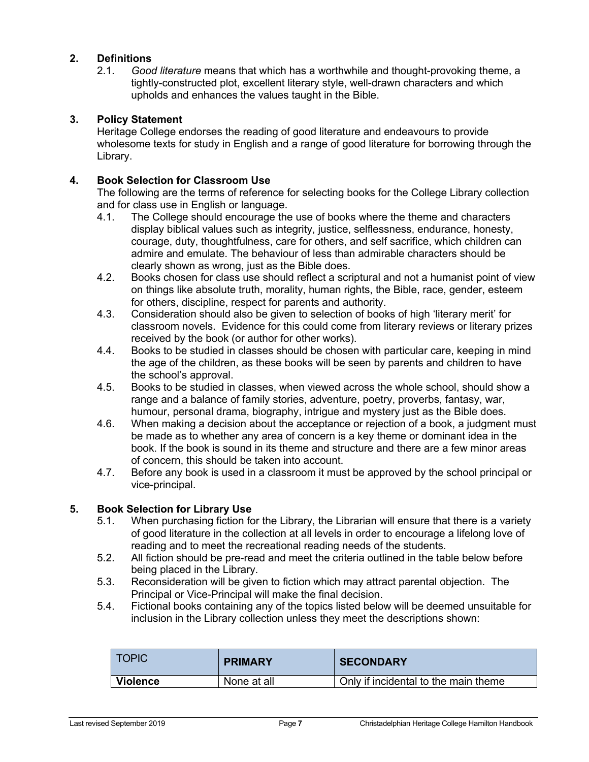## 2. Definitions

2.1. *Good literature* means that which has a worthwhile and thought-provoking theme, a tightly-constructed plot, excellent literary style, well-drawn characters and which upholds and enhances the values taught in the Bible.

## 3. Policy Statement

Heritage College endorses the reading of good literature and endeavours to provide wholesome texts for study in English and a range of good literature for borrowing through the Library.

## 4. Book Selection for Classroom Use

The following are the terms of reference for selecting books for the College Library collection and for class use in English or language.

4.1. The College should encourage the use of books where the theme and characters display biblical values such as integrity, justice, selflessness, endurance, honesty, courage, duty, thoughtfulness, care for others, and self sacrifice, which children can admire and emulate. The behaviour of less than admirable characters should be clearly shown as wrong, just as the Bible does.

4.2. Books chosen for class use should reflect a scriptural and not a humanist point of view on things like absolute truth, morality, human rights, the Bible, race, gender, esteem for others, discipline, respect for parents and authority.

4.3. Consideration should also be given to selection of books of high 'literary merit' for classroom novels. Evidence for this could come from literary reviews or literary prizes received by the book (or author for other works).

4.4. Books to be studied in classes should be chosen with particular care, keeping in mind the age of the children, as these books will be seen by parents and children to have the school's approval.

4.5. Books to be studied in classes, when viewed across the whole school, should show a range and a balance of family stories, adventure, poetry, proverbs, fantasy, war, humour, personal drama, biography, intrigue and mystery just as the Bible does.

4.6. When making a decision about the acceptance or rejection of a book, a judgment must be made as to whether any area of concern is a key theme or dominant idea in the book. If the book is sound in its theme and structure and there are a few minor areas of concern, this should be taken into account.

4.7. Before any book is used in a classroom it must be approved by the school principal or vice-principal.

## 5. Book Selection for Library Use

5.1. When purchasing fiction for the Library, the Librarian will ensure that there is a variety of good literature in the collection at all levels in order to encourage a lifelong love of reading and to meet the recreational reading needs of the students.

5.2. All fiction should be pre-read and meet the criteria outlined in the table below before being placed in the Library.

5.3. Reconsideration will be given to fiction which may attract parental objection. The Principal or Vice-Principal will make the final decision.

5.4. Fictional books containing any of the topics listed below will be deemed unsuitable for inclusion in the Library collection unless they meet the descriptions shown:

| TOPIC | **PRIMARY** | **SECONDARY** |
|---|---|---|
| **Violence** | None at all | Only if incidental to the main theme |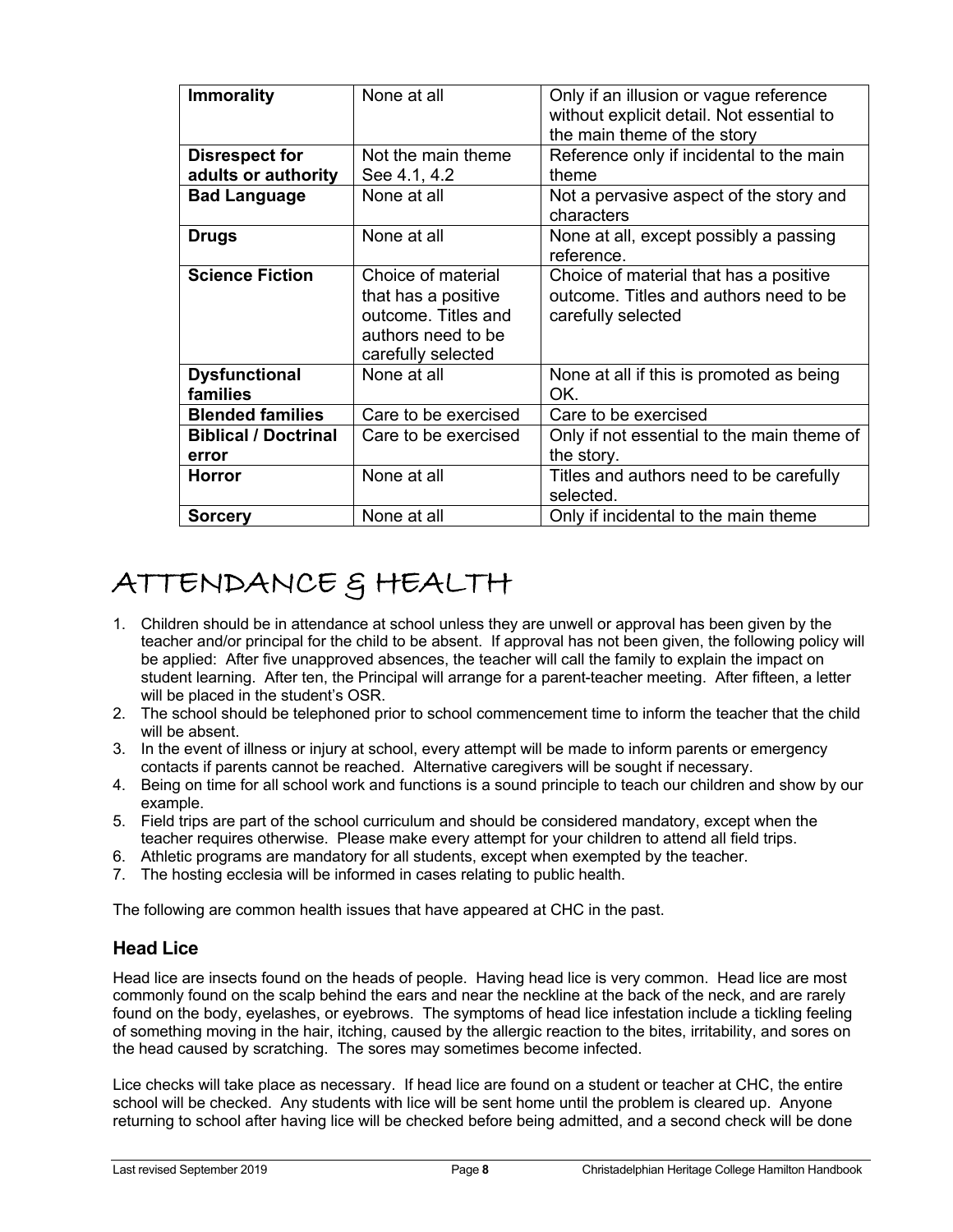| **Immorality** | None at all | Only if an illusion or vague reference without explicit detail. Not essential to the main theme of the story |
|---|---|---|
| **Disrespect for adults or authority** | Not the main theme See 4.1, 4.2 | Reference only if incidental to the main theme |
| **Bad Language** | None at all | Not a pervasive aspect of the story and characters |
| **Drugs** | None at all | None at all, except possibly a passing reference. |
| **Science Fiction** | Choice of material that has a positive outcome. Titles and authors need to be carefully selected | Choice of material that has a positive outcome. Titles and authors need to be carefully selected |
| **Dysfunctional families** | None at all | None at all if this is promoted as being OK. |
| **Blended families** | Care to be exercised | Care to be exercised |
| **Biblical / Doctrinal error** | Care to be exercised | Only if not essential to the main theme of the story. |
| **Horror** | None at all | Titles and authors need to be carefully selected. |
| **Sorcery** | None at all | Only if incidental to the main theme |

# ATTENDANCE & HEALTH

1. Children should be in attendance at school unless they are unwell or approval has been given by the teacher and/or principal for the child to be absent. If approval has not been given, the following policy will be applied: After five unapproved absences, the teacher will call the family to explain the impact on student learning. After ten, the Principal will arrange for a parent-teacher meeting. After fifteen, a letter will be placed in the student's OSR.
2. The school should be telephoned prior to school commencement time to inform the teacher that the child will be absent.
3. In the event of illness or injury at school, every attempt will be made to inform parents or emergency contacts if parents cannot be reached. Alternative caregivers will be sought if necessary.
4. Being on time for all school work and functions is a sound principle to teach our children and show by our example.
5. Field trips are part of the school curriculum and should be considered mandatory, except when the teacher requires otherwise. Please make every attempt for your children to attend all field trips.
6. Athletic programs are mandatory for all students, except when exempted by the teacher.
7. The hosting ecclesia will be informed in cases relating to public health.

The following are common health issues that have appeared at CHC in the past.

## Head Lice

Head lice are insects found on the heads of people. Having head lice is very common. Head lice are most commonly found on the scalp behind the ears and near the neckline at the back of the neck, and are rarely found on the body, eyelashes, or eyebrows. The symptoms of head lice infestation include a tickling feeling of something moving in the hair, itching, caused by the allergic reaction to the bites, irritability, and sores on the head caused by scratching. The sores may sometimes become infected.

Lice checks will take place as necessary. If head lice are found on a student or teacher at CHC, the entire school will be checked. Any students with lice will be sent home until the problem is cleared up. Anyone returning to school after having lice will be checked before being admitted, and a second check will be done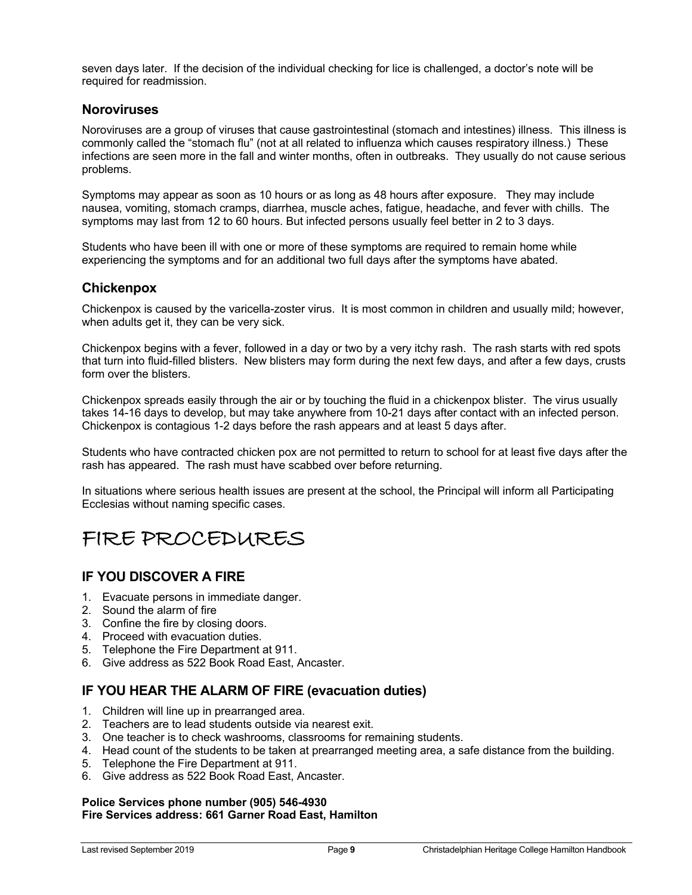seven days later. If the decision of the individual checking for lice is challenged, a doctor's note will be required for readmission.

### Noroviruses

Noroviruses are a group of viruses that cause gastrointestinal (stomach and intestines) illness. This illness is commonly called the "stomach flu" (not at all related to influenza which causes respiratory illness.) These infections are seen more in the fall and winter months, often in outbreaks. They usually do not cause serious problems.

Symptoms may appear as soon as 10 hours or as long as 48 hours after exposure. They may include nausea, vomiting, stomach cramps, diarrhea, muscle aches, fatigue, headache, and fever with chills. The symptoms may last from 12 to 60 hours. But infected persons usually feel better in 2 to 3 days.

Students who have been ill with one or more of these symptoms are required to remain home while experiencing the symptoms and for an additional two full days after the symptoms have abated.

### Chickenpox

Chickenpox is caused by the varicella-zoster virus. It is most common in children and usually mild; however, when adults get it, they can be very sick.

Chickenpox begins with a fever, followed in a day or two by a very itchy rash. The rash starts with red spots that turn into fluid-filled blisters. New blisters may form during the next few days, and after a few days, crusts form over the blisters.

Chickenpox spreads easily through the air or by touching the fluid in a chickenpox blister. The virus usually takes 14-16 days to develop, but may take anywhere from 10-21 days after contact with an infected person. Chickenpox is contagious 1-2 days before the rash appears and at least 5 days after.

Students who have contracted chicken pox are not permitted to return to school for at least five days after the rash has appeared. The rash must have scabbed over before returning.

In situations where serious health issues are present at the school, the Principal will inform all Participating Ecclesias without naming specific cases.

# FIRE PROCEDURES

## IF YOU DISCOVER A FIRE

1. Evacuate persons in immediate danger.
2. Sound the alarm of fire
3. Confine the fire by closing doors.
4. Proceed with evacuation duties.
5. Telephone the Fire Department at 911.
6. Give address as 522 Book Road East, Ancaster.

## IF YOU HEAR THE ALARM OF FIRE (evacuation duties)

1. Children will line up in prearranged area.
2. Teachers are to lead students outside via nearest exit.
3. One teacher is to check washrooms, classrooms for remaining students.
4. Head count of the students to be taken at prearranged meeting area, a safe distance from the building.
5. Telephone the Fire Department at 911.
6. Give address as 522 Book Road East, Ancaster.

**Police Services phone number (905) 546-4930**
**Fire Services address: 661 Garner Road East, Hamilton**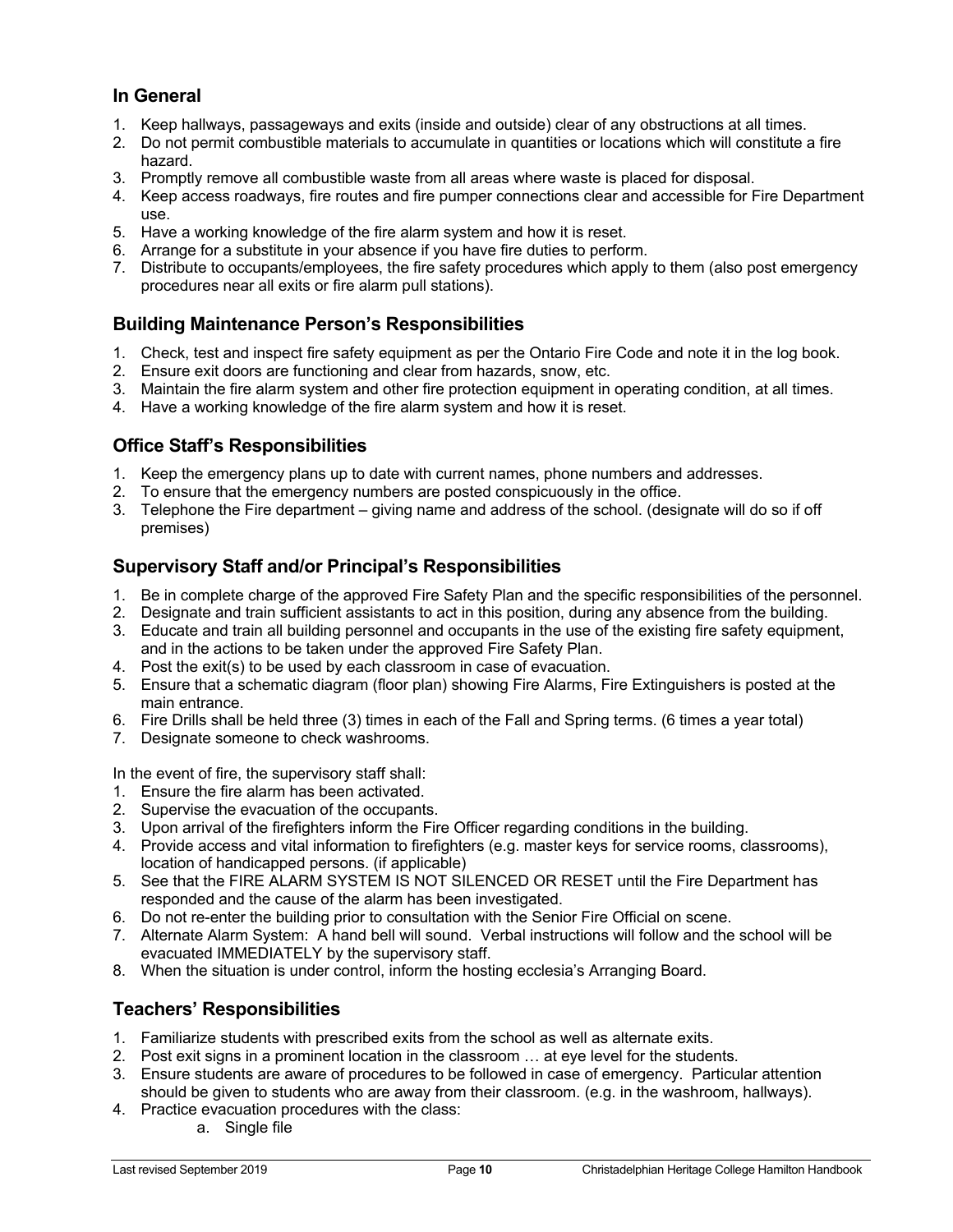### In General

1. Keep hallways, passageways and exits (inside and outside) clear of any obstructions at all times.
2. Do not permit combustible materials to accumulate in quantities or locations which will constitute a fire hazard.
3. Promptly remove all combustible waste from all areas where waste is placed for disposal.
4. Keep access roadways, fire routes and fire pumper connections clear and accessible for Fire Department use.
5. Have a working knowledge of the fire alarm system and how it is reset.
6. Arrange for a substitute in your absence if you have fire duties to perform.
7. Distribute to occupants/employees, the fire safety procedures which apply to them (also post emergency procedures near all exits or fire alarm pull stations).

### Building Maintenance Person's Responsibilities

1. Check, test and inspect fire safety equipment as per the Ontario Fire Code and note it in the log book.
2. Ensure exit doors are functioning and clear from hazards, snow, etc.
3. Maintain the fire alarm system and other fire protection equipment in operating condition, at all times.
4. Have a working knowledge of the fire alarm system and how it is reset.

### Office Staff's Responsibilities

1. Keep the emergency plans up to date with current names, phone numbers and addresses.
2. To ensure that the emergency numbers are posted conspicuously in the office.
3. Telephone the Fire department – giving name and address of the school. (designate will do so if off premises)

### Supervisory Staff and/or Principal's Responsibilities

1. Be in complete charge of the approved Fire Safety Plan and the specific responsibilities of the personnel.
2. Designate and train sufficient assistants to act in this position, during any absence from the building.
3. Educate and train all building personnel and occupants in the use of the existing fire safety equipment, and in the actions to be taken under the approved Fire Safety Plan.
4. Post the exit(s) to be used by each classroom in case of evacuation.
5. Ensure that a schematic diagram (floor plan) showing Fire Alarms, Fire Extinguishers is posted at the main entrance.
6. Fire Drills shall be held three (3) times in each of the Fall and Spring terms. (6 times a year total)
7. Designate someone to check washrooms.

In the event of fire, the supervisory staff shall:

1. Ensure the fire alarm has been activated.
2. Supervise the evacuation of the occupants.
3. Upon arrival of the firefighters inform the Fire Officer regarding conditions in the building.
4. Provide access and vital information to firefighters (e.g. master keys for service rooms, classrooms), location of handicapped persons. (if applicable)
5. See that the FIRE ALARM SYSTEM IS NOT SILENCED OR RESET until the Fire Department has responded and the cause of the alarm has been investigated.
6. Do not re-enter the building prior to consultation with the Senior Fire Official on scene.
7. Alternate Alarm System: A hand bell will sound. Verbal instructions will follow and the school will be evacuated IMMEDIATELY by the supervisory staff.
8. When the situation is under control, inform the hosting ecclesia's Arranging Board.

### Teachers' Responsibilities

1. Familiarize students with prescribed exits from the school as well as alternate exits.
2. Post exit signs in a prominent location in the classroom … at eye level for the students.
3. Ensure students are aware of procedures to be followed in case of emergency. Particular attention should be given to students who are away from their classroom. (e.g. in the washroom, hallways).
4. Practice evacuation procedures with the class:
   a. Single file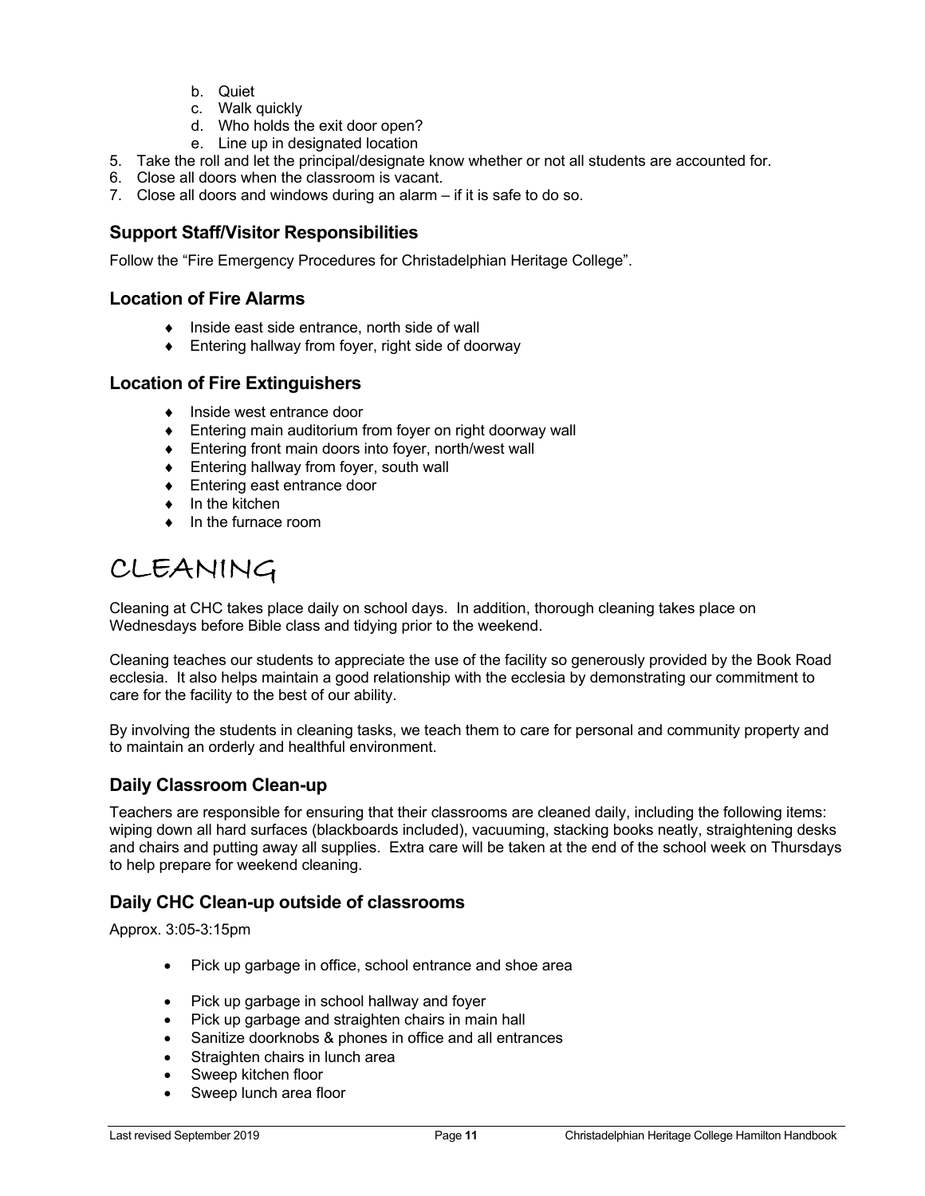b. Quiet
   c. Walk quickly
   d. Who holds the exit door open?
   e. Line up in designated location
5. Take the roll and let the principal/designate know whether or not all students are accounted for.
6. Close all doors when the classroom is vacant.
7. Close all doors and windows during an alarm – if it is safe to do so.

### Support Staff/Visitor Responsibilities

Follow the "Fire Emergency Procedures for Christadelphian Heritage College".

### Location of Fire Alarms

- Inside east side entrance, north side of wall
- Entering hallway from foyer, right side of doorway

### Location of Fire Extinguishers

- Inside west entrance door
- Entering main auditorium from foyer on right doorway wall
- Entering front main doors into foyer, north/west wall
- Entering hallway from foyer, south wall
- Entering east entrance door
- In the kitchen
- In the furnace room

# CLEANING

Cleaning at CHC takes place daily on school days. In addition, thorough cleaning takes place on Wednesdays before Bible class and tidying prior to the weekend.

Cleaning teaches our students to appreciate the use of the facility so generously provided by the Book Road ecclesia. It also helps maintain a good relationship with the ecclesia by demonstrating our commitment to care for the facility to the best of our ability.

By involving the students in cleaning tasks, we teach them to care for personal and community property and to maintain an orderly and healthful environment.

### Daily Classroom Clean-up

Teachers are responsible for ensuring that their classrooms are cleaned daily, including the following items: wiping down all hard surfaces (blackboards included), vacuuming, stacking books neatly, straightening desks and chairs and putting away all supplies. Extra care will be taken at the end of the school week on Thursdays to help prepare for weekend cleaning.

### Daily CHC Clean-up outside of classrooms

Approx. 3:05-3:15pm

- Pick up garbage in office, school entrance and shoe area
- Pick up garbage in school hallway and foyer
- Pick up garbage and straighten chairs in main hall
- Sanitize doorknobs & phones in office and all entrances
- Straighten chairs in lunch area
- Sweep kitchen floor
- Sweep lunch area floor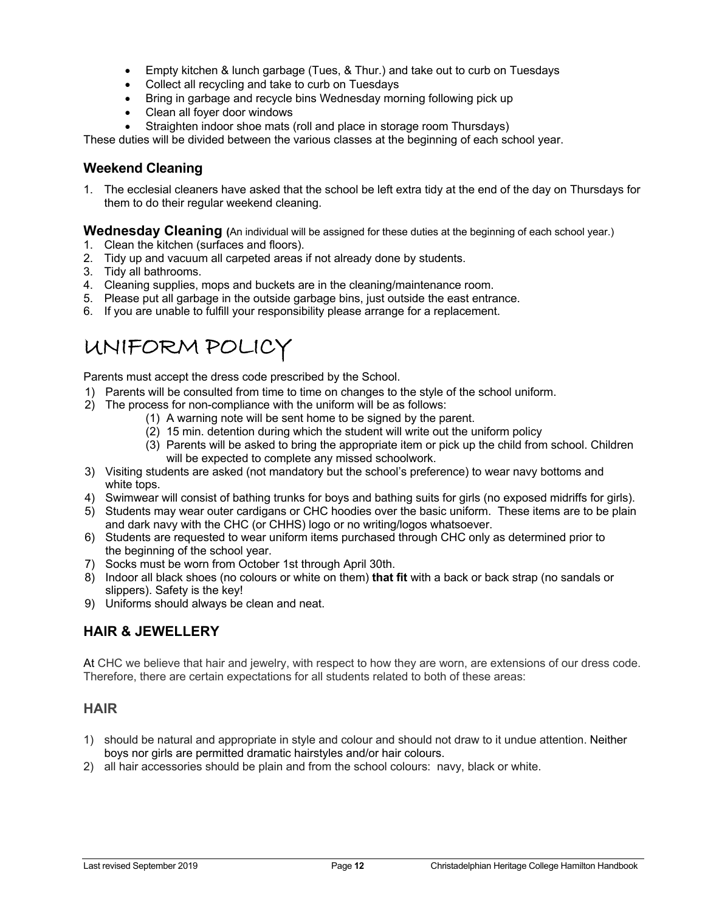- Empty kitchen & lunch garbage (Tues, & Thur.) and take out to curb on Tuesdays
- Collect all recycling and take to curb on Tuesdays
- Bring in garbage and recycle bins Wednesday morning following pick up
- Clean all foyer door windows
- Straighten indoor shoe mats (roll and place in storage room Thursdays)

These duties will be divided between the various classes at the beginning of each school year.

### Weekend Cleaning

1. The ecclesial cleaners have asked that the school be left extra tidy at the end of the day on Thursdays for them to do their regular weekend cleaning.

### Wednesday Cleaning (An individual will be assigned for these duties at the beginning of each school year.)

1. Clean the kitchen (surfaces and floors).
2. Tidy up and vacuum all carpeted areas if not already done by students.
3. Tidy all bathrooms.
4. Cleaning supplies, mops and buckets are in the cleaning/maintenance room.
5. Please put all garbage in the outside garbage bins, just outside the east entrance.
6. If you are unable to fulfill your responsibility please arrange for a replacement.

# UNIFORM POLICY

Parents must accept the dress code prescribed by the School.

1) Parents will be consulted from time to time on changes to the style of the school uniform.
2) The process for non-compliance with the uniform will be as follows:
   (1) A warning note will be sent home to be signed by the parent.
   (2) 15 min. detention during which the student will write out the uniform policy
   (3) Parents will be asked to bring the appropriate item or pick up the child from school. Children will be expected to complete any missed schoolwork.
3) Visiting students are asked (not mandatory but the school's preference) to wear navy bottoms and white tops.
4) Swimwear will consist of bathing trunks for boys and bathing suits for girls (no exposed midriffs for girls).
5) Students may wear outer cardigans or CHC hoodies over the basic uniform. These items are to be plain and dark navy with the CHC (or CHHS) logo or no writing/logos whatsoever.
6) Students are requested to wear uniform items purchased through CHC only as determined prior to the beginning of the school year.
7) Socks must be worn from October 1st through April 30th.
8) Indoor all black shoes (no colours or white on them) **that fit** with a back or back strap (no sandals or slippers). Safety is the key!
9) Uniforms should always be clean and neat.

## HAIR & JEWELLERY

At CHC we believe that hair and jewelry, with respect to how they are worn, are extensions of our dress code. Therefore, there are certain expectations for all students related to both of these areas:

### HAIR

1) should be natural and appropriate in style and colour and should not draw to it undue attention. Neither boys nor girls are permitted dramatic hairstyles and/or hair colours.
2) all hair accessories should be plain and from the school colours: navy, black or white.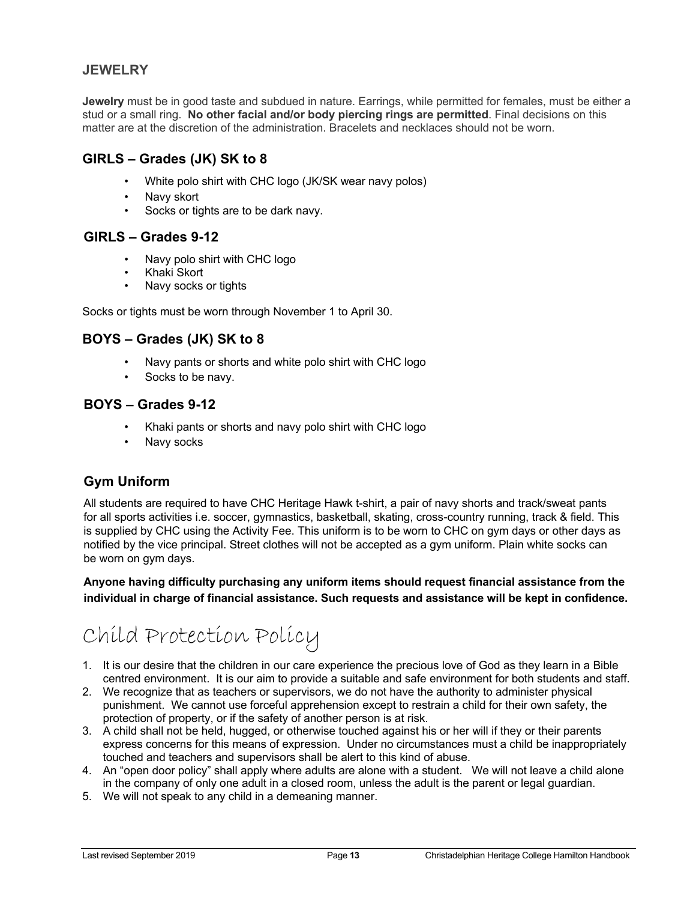### JEWELRY

**Jewelry** must be in good taste and subdued in nature. Earrings, while permitted for females, must be either a stud or a small ring. **No other facial and/or body piercing rings are permitted**. Final decisions on this matter are at the discretion of the administration. Bracelets and necklaces should not be worn.

### GIRLS – Grades (JK) SK to 8

- White polo shirt with CHC logo (JK/SK wear navy polos)
- Navy skort
- Socks or tights are to be dark navy.

### GIRLS – Grades 9-12

- Navy polo shirt with CHC logo
- Khaki Skort
- Navy socks or tights

Socks or tights must be worn through November 1 to April 30.

### BOYS – Grades (JK) SK to 8

- Navy pants or shorts and white polo shirt with CHC logo
- Socks to be navy.

### BOYS – Grades 9-12

- Khaki pants or shorts and navy polo shirt with CHC logo
- Navy socks

### Gym Uniform

All students are required to have CHC Heritage Hawk t-shirt, a pair of navy shorts and track/sweat pants for all sports activities i.e. soccer, gymnastics, basketball, skating, cross-country running, track & field. This is supplied by CHC using the Activity Fee. This uniform is to be worn to CHC on gym days or other days as notified by the vice principal. Street clothes will not be accepted as a gym uniform. Plain white socks can be worn on gym days.

**Anyone having difficulty purchasing any uniform items should request financial assistance from the individual in charge of financial assistance. Such requests and assistance will be kept in confidence.**

# Child Protection Policy

1. It is our desire that the children in our care experience the precious love of God as they learn in a Bible centred environment. It is our aim to provide a suitable and safe environment for both students and staff.
2. We recognize that as teachers or supervisors, we do not have the authority to administer physical punishment. We cannot use forceful apprehension except to restrain a child for their own safety, the protection of property, or if the safety of another person is at risk.
3. A child shall not be held, hugged, or otherwise touched against his or her will if they or their parents express concerns for this means of expression. Under no circumstances must a child be inappropriately touched and teachers and supervisors shall be alert to this kind of abuse.
4. An "open door policy" shall apply where adults are alone with a student. We will not leave a child alone in the company of only one adult in a closed room, unless the adult is the parent or legal guardian.
5. We will not speak to any child in a demeaning manner.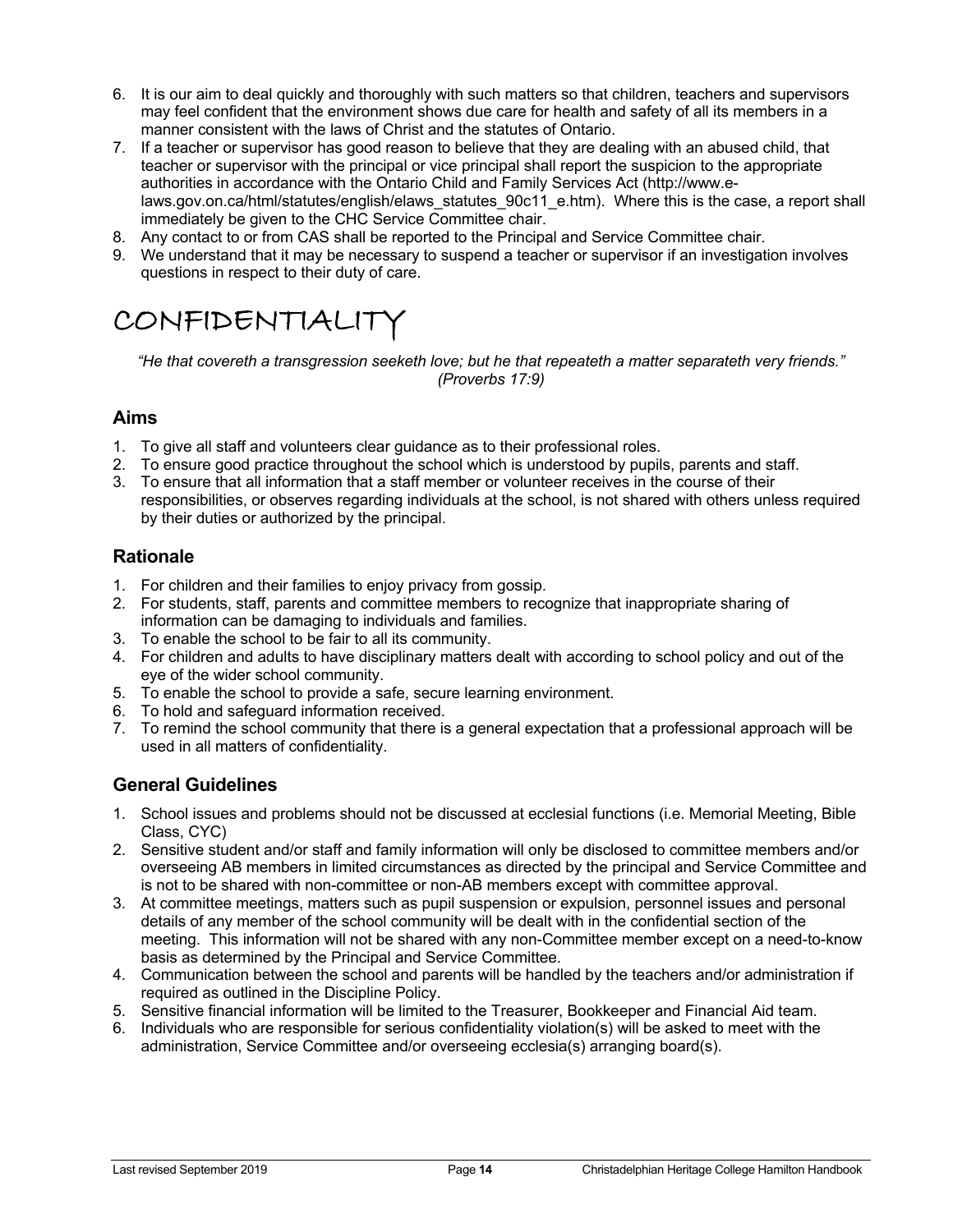6. It is our aim to deal quickly and thoroughly with such matters so that children, teachers and supervisors may feel confident that the environment shows due care for health and safety of all its members in a manner consistent with the laws of Christ and the statutes of Ontario.
7. If a teacher or supervisor has good reason to believe that they are dealing with an abused child, that teacher or supervisor with the principal or vice principal shall report the suspicion to the appropriate authorities in accordance with the Ontario Child and Family Services Act (http://www.e-laws.gov.on.ca/html/statutes/english/elaws_statutes_90c11_e.htm). Where this is the case, a report shall immediately be given to the CHC Service Committee chair.
8. Any contact to or from CAS shall be reported to the Principal and Service Committee chair.
9. We understand that it may be necessary to suspend a teacher or supervisor if an investigation involves questions in respect to their duty of care.

# CONFIDENTIALITY

*"He that covereth a transgression seeketh love; but he that repeateth a matter separateth very friends." (Proverbs 17:9)*

## Aims

1. To give all staff and volunteers clear guidance as to their professional roles.
2. To ensure good practice throughout the school which is understood by pupils, parents and staff.
3. To ensure that all information that a staff member or volunteer receives in the course of their responsibilities, or observes regarding individuals at the school, is not shared with others unless required by their duties or authorized by the principal.

## Rationale

1. For children and their families to enjoy privacy from gossip.
2. For students, staff, parents and committee members to recognize that inappropriate sharing of information can be damaging to individuals and families.
3. To enable the school to be fair to all its community.
4. For children and adults to have disciplinary matters dealt with according to school policy and out of the eye of the wider school community.
5. To enable the school to provide a safe, secure learning environment.
6. To hold and safeguard information received.
7. To remind the school community that there is a general expectation that a professional approach will be used in all matters of confidentiality.

## General Guidelines

1. School issues and problems should not be discussed at ecclesial functions (i.e. Memorial Meeting, Bible Class, CYC)
2. Sensitive student and/or staff and family information will only be disclosed to committee members and/or overseeing AB members in limited circumstances as directed by the principal and Service Committee and is not to be shared with non-committee or non-AB members except with committee approval.
3. At committee meetings, matters such as pupil suspension or expulsion, personnel issues and personal details of any member of the school community will be dealt with in the confidential section of the meeting. This information will not be shared with any non-Committee member except on a need-to-know basis as determined by the Principal and Service Committee.
4. Communication between the school and parents will be handled by the teachers and/or administration if required as outlined in the Discipline Policy.
5. Sensitive financial information will be limited to the Treasurer, Bookkeeper and Financial Aid team.
6. Individuals who are responsible for serious confidentiality violation(s) will be asked to meet with the administration, Service Committee and/or overseeing ecclesia(s) arranging board(s).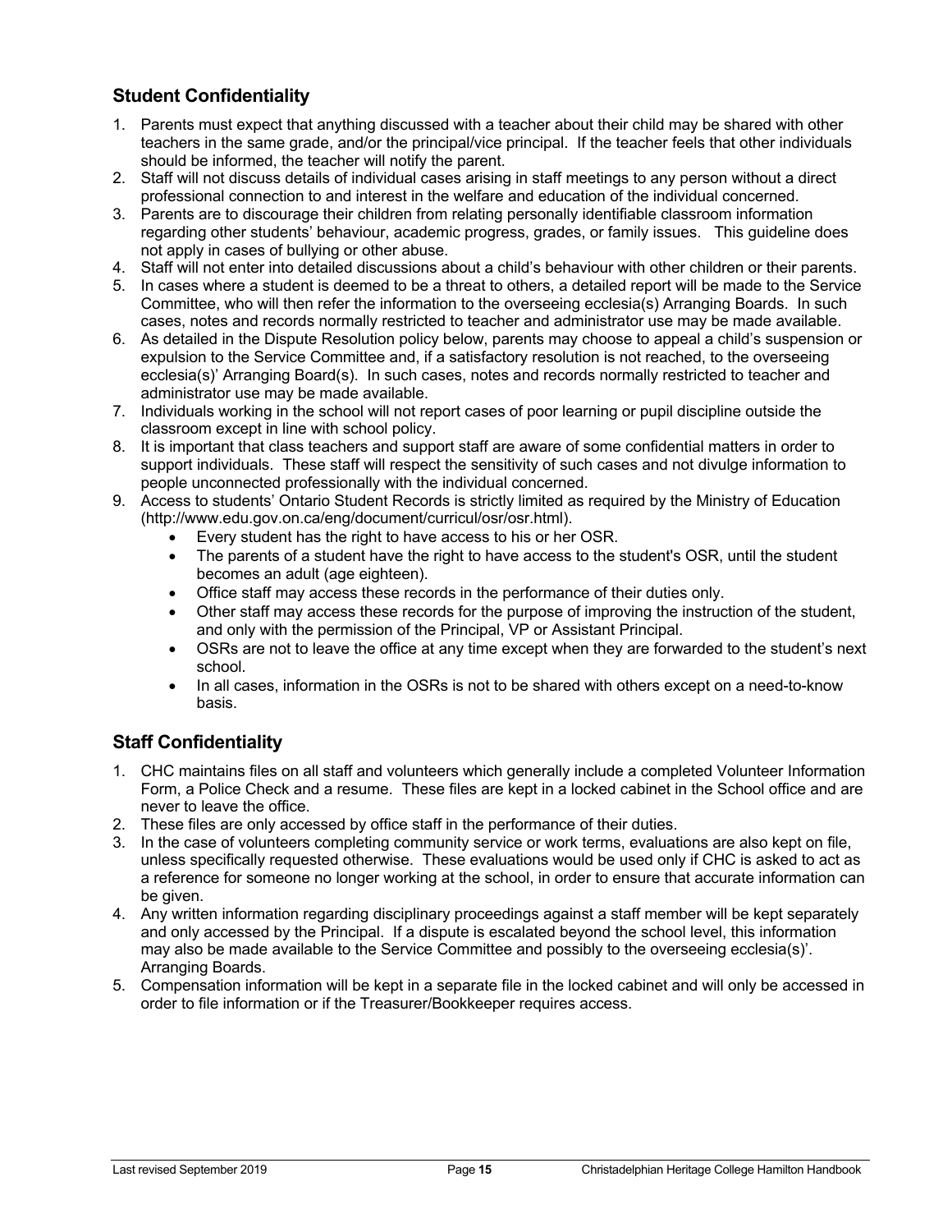## Student Confidentiality

1. Parents must expect that anything discussed with a teacher about their child may be shared with other teachers in the same grade, and/or the principal/vice principal. If the teacher feels that other individuals should be informed, the teacher will notify the parent.
2. Staff will not discuss details of individual cases arising in staff meetings to any person without a direct professional connection to and interest in the welfare and education of the individual concerned.
3. Parents are to discourage their children from relating personally identifiable classroom information regarding other students' behaviour, academic progress, grades, or family issues. This guideline does not apply in cases of bullying or other abuse.
4. Staff will not enter into detailed discussions about a child's behaviour with other children or their parents.
5. In cases where a student is deemed to be a threat to others, a detailed report will be made to the Service Committee, who will then refer the information to the overseeing ecclesia(s) Arranging Boards. In such cases, notes and records normally restricted to teacher and administrator use may be made available.
6. As detailed in the Dispute Resolution policy below, parents may choose to appeal a child's suspension or expulsion to the Service Committee and, if a satisfactory resolution is not reached, to the overseeing ecclesia(s)' Arranging Board(s). In such cases, notes and records normally restricted to teacher and administrator use may be made available.
7. Individuals working in the school will not report cases of poor learning or pupil discipline outside the classroom except in line with school policy.
8. It is important that class teachers and support staff are aware of some confidential matters in order to support individuals. These staff will respect the sensitivity of such cases and not divulge information to people unconnected professionally with the individual concerned.
9. Access to students' Ontario Student Records is strictly limited as required by the Ministry of Education (http://www.edu.gov.on.ca/eng/document/curricul/osr/osr.html).
    - Every student has the right to have access to his or her OSR.
    - The parents of a student have the right to have access to the student's OSR, until the student becomes an adult (age eighteen).
    - Office staff may access these records in the performance of their duties only.
    - Other staff may access these records for the purpose of improving the instruction of the student, and only with the permission of the Principal, VP or Assistant Principal.
    - OSRs are not to leave the office at any time except when they are forwarded to the student's next school.
    - In all cases, information in the OSRs is not to be shared with others except on a need-to-know basis.

## Staff Confidentiality

1. CHC maintains files on all staff and volunteers which generally include a completed Volunteer Information Form, a Police Check and a resume. These files are kept in a locked cabinet in the School office and are never to leave the office.
2. These files are only accessed by office staff in the performance of their duties.
3. In the case of volunteers completing community service or work terms, evaluations are also kept on file, unless specifically requested otherwise. These evaluations would be used only if CHC is asked to act as a reference for someone no longer working at the school, in order to ensure that accurate information can be given.
4. Any written information regarding disciplinary proceedings against a staff member will be kept separately and only accessed by the Principal. If a dispute is escalated beyond the school level, this information may also be made available to the Service Committee and possibly to the overseeing ecclesia(s)'. Arranging Boards.
5. Compensation information will be kept in a separate file in the locked cabinet and will only be accessed in order to file information or if the Treasurer/Bookkeeper requires access.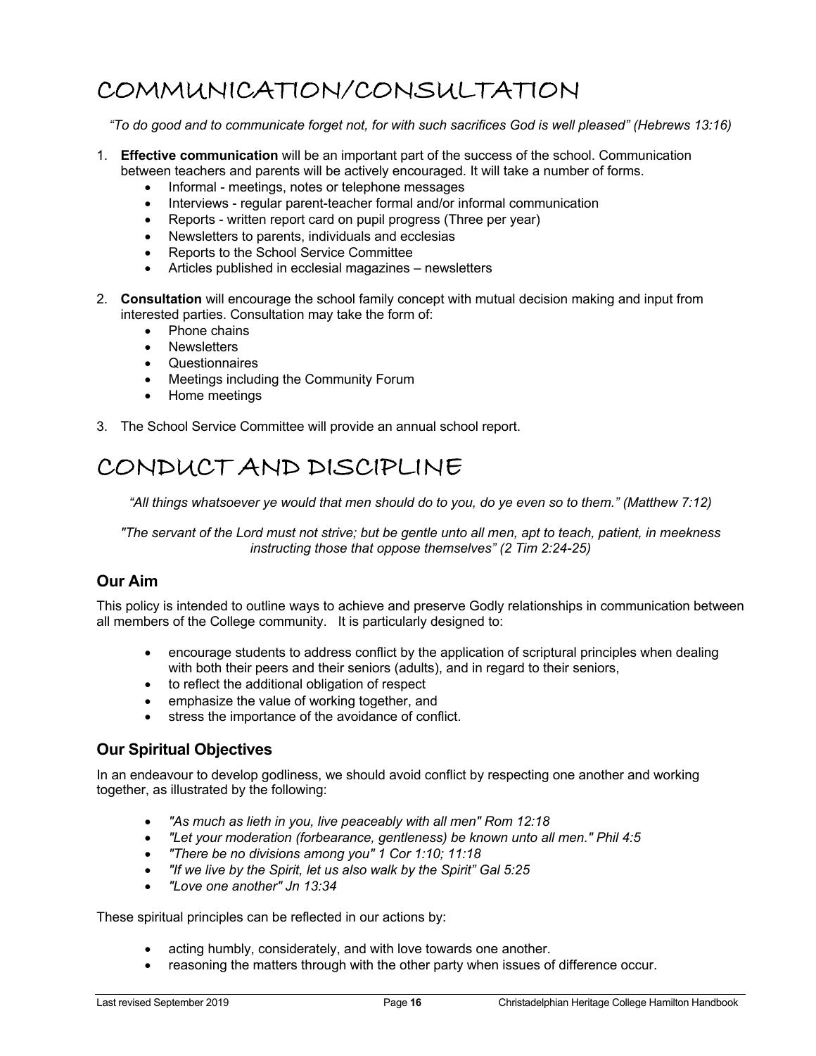# COMMUNICATION/CONSULTATION

*"To do good and to communicate forget not, for with such sacrifices God is well pleased" (Hebrews 13:16)*

1. **Effective communication** will be an important part of the success of the school. Communication between teachers and parents will be actively encouraged. It will take a number of forms.
    - Informal - meetings, notes or telephone messages
    - Interviews - regular parent-teacher formal and/or informal communication
    - Reports - written report card on pupil progress (Three per year)
    - Newsletters to parents, individuals and ecclesias
    - Reports to the School Service Committee
    - Articles published in ecclesial magazines – newsletters

2. **Consultation** will encourage the school family concept with mutual decision making and input from interested parties. Consultation may take the form of:
    - Phone chains
    - Newsletters
    - Questionnaires
    - Meetings including the Community Forum
    - Home meetings

3. The School Service Committee will provide an annual school report.

# CONDUCT AND DISCIPLINE

*"All things whatsoever ye would that men should do to you, do ye even so to them." (Matthew 7:12)*

*"The servant of the Lord must not strive; but be gentle unto all men, apt to teach, patient, in meekness instructing those that oppose themselves" (2 Tim 2:24-25)*

## Our Aim

This policy is intended to outline ways to achieve and preserve Godly relationships in communication between all members of the College community. It is particularly designed to:

- encourage students to address conflict by the application of scriptural principles when dealing with both their peers and their seniors (adults), and in regard to their seniors,
- to reflect the additional obligation of respect
- emphasize the value of working together, and
- stress the importance of the avoidance of conflict.

## Our Spiritual Objectives

In an endeavour to develop godliness, we should avoid conflict by respecting one another and working together, as illustrated by the following:

- *"As much as lieth in you, live peaceably with all men" Rom 12:18*
- *"Let your moderation (forbearance, gentleness) be known unto all men." Phil 4:5*
- *"There be no divisions among you" 1 Cor 1:10; 11:18*
- *"If we live by the Spirit, let us also walk by the Spirit" Gal 5:25*
- *"Love one another" Jn 13:34*

These spiritual principles can be reflected in our actions by:

- acting humbly, considerately, and with love towards one another.
- reasoning the matters through with the other party when issues of difference occur.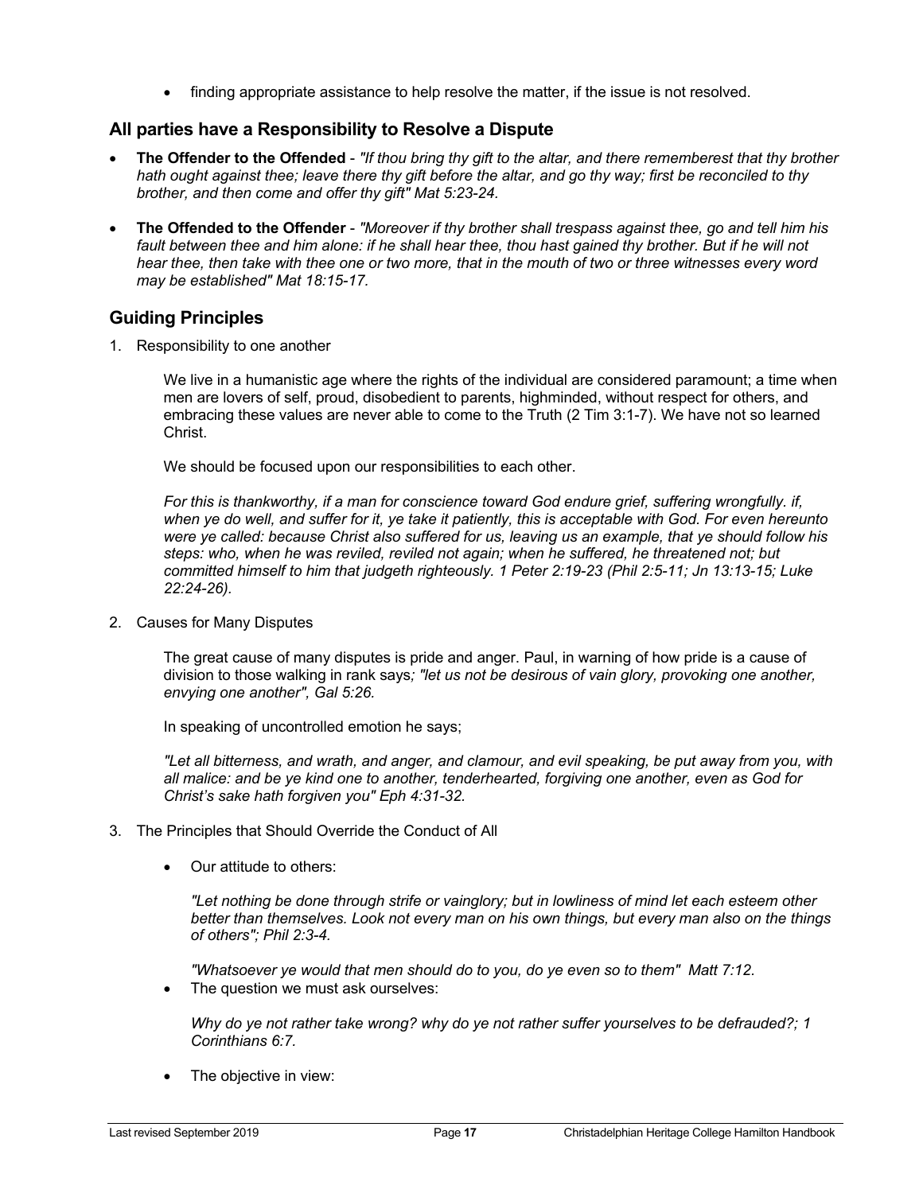- finding appropriate assistance to help resolve the matter, if the issue is not resolved.

## All parties have a Responsibility to Resolve a Dispute

- **The Offender to the Offended** - *"If thou bring thy gift to the altar, and there rememberest that thy brother hath ought against thee; leave there thy gift before the altar, and go thy way; first be reconciled to thy brother, and then come and offer thy gift" Mat 5:23-24.*
- **The Offended to the Offender** - *"Moreover if thy brother shall trespass against thee, go and tell him his fault between thee and him alone: if he shall hear thee, thou hast gained thy brother. But if he will not hear thee, then take with thee one or two more, that in the mouth of two or three witnesses every word may be established" Mat 18:15-17.*

## Guiding Principles

1. Responsibility to one another

   We live in a humanistic age where the rights of the individual are considered paramount; a time when men are lovers of self, proud, disobedient to parents, highminded, without respect for others, and embracing these values are never able to come to the Truth (2 Tim 3:1-7). We have not so learned Christ.

   We should be focused upon our responsibilities to each other.

   *For this is thankworthy, if a man for conscience toward God endure grief, suffering wrongfully. if, when ye do well, and suffer for it, ye take it patiently, this is acceptable with God. For even hereunto were ye called: because Christ also suffered for us, leaving us an example, that ye should follow his steps: who, when he was reviled, reviled not again; when he suffered, he threatened not; but committed himself to him that judgeth righteously. 1 Peter 2:19-23 (Phil 2:5-11; Jn 13:13-15; Luke 22:24-26).*

2. Causes for Many Disputes

   The great cause of many disputes is pride and anger. Paul, in warning of how pride is a cause of division to those walking in rank says*; "let us not be desirous of vain glory, provoking one another, envying one another", Gal 5:26.*

   In speaking of uncontrolled emotion he says;

   *"Let all bitterness, and wrath, and anger, and clamour, and evil speaking, be put away from you, with all malice: and be ye kind one to another, tenderhearted, forgiving one another, even as God for Christ's sake hath forgiven you" Eph 4:31-32.*

3. The Principles that Should Override the Conduct of All

   - Our attitude to others:

     *"Let nothing be done through strife or vainglory; but in lowliness of mind let each esteem other better than themselves. Look not every man on his own things, but every man also on the things of others"; Phil 2:3-4.*

     *"Whatsoever ye would that men should do to you, do ye even so to them" Matt 7:12.*
   - The question we must ask ourselves:

     *Why do ye not rather take wrong? why do ye not rather suffer yourselves to be defrauded?; 1 Corinthians 6:7.*

   - The objective in view: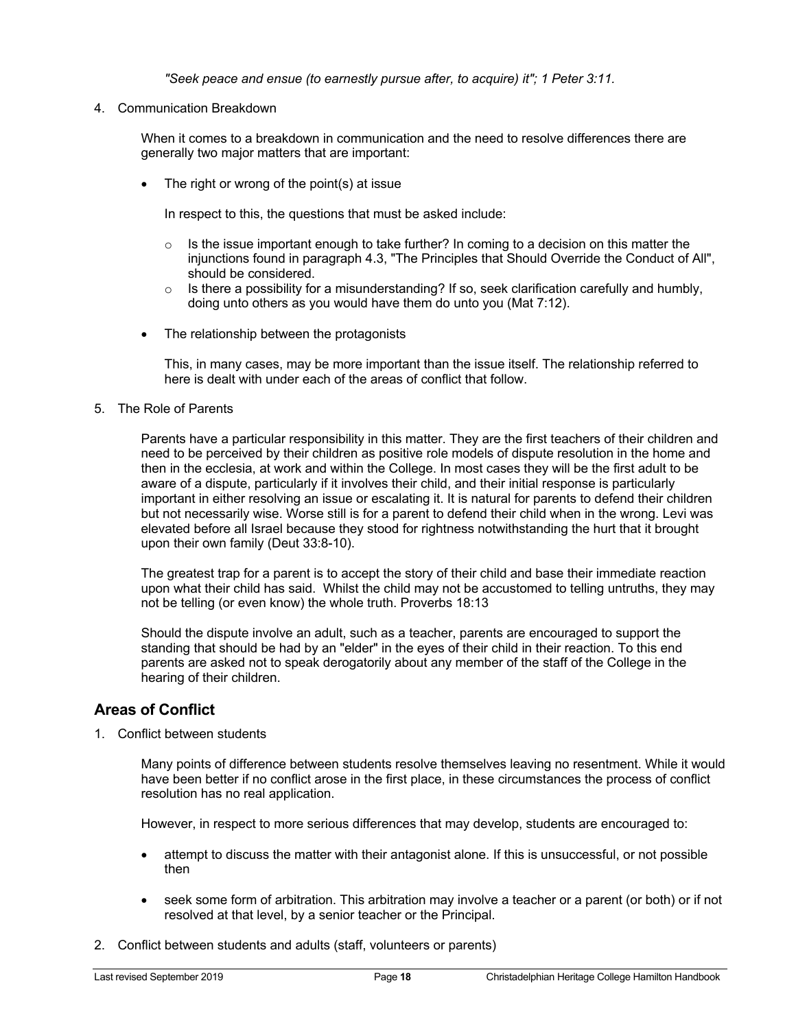*"Seek peace and ensue (to earnestly pursue after, to acquire) it"; 1 Peter 3:11.*

4. Communication Breakdown

   When it comes to a breakdown in communication and the need to resolve differences there are generally two major matters that are important:

   - The right or wrong of the point(s) at issue

     In respect to this, the questions that must be asked include:

     - Is the issue important enough to take further? In coming to a decision on this matter the injunctions found in paragraph 4.3, "The Principles that Should Override the Conduct of All", should be considered.
     - Is there a possibility for a misunderstanding? If so, seek clarification carefully and humbly, doing unto others as you would have them do unto you (Mat 7:12).

   - The relationship between the protagonists

     This, in many cases, may be more important than the issue itself. The relationship referred to here is dealt with under each of the areas of conflict that follow.

5. The Role of Parents

   Parents have a particular responsibility in this matter. They are the first teachers of their children and need to be perceived by their children as positive role models of dispute resolution in the home and then in the ecclesia, at work and within the College. In most cases they will be the first adult to be aware of a dispute, particularly if it involves their child, and their initial response is particularly important in either resolving an issue or escalating it. It is natural for parents to defend their children but not necessarily wise. Worse still is for a parent to defend their child when in the wrong. Levi was elevated before all Israel because they stood for rightness notwithstanding the hurt that it brought upon their own family (Deut 33:8-10).

   The greatest trap for a parent is to accept the story of their child and base their immediate reaction upon what their child has said. Whilst the child may not be accustomed to telling untruths, they may not be telling (or even know) the whole truth. Proverbs 18:13

   Should the dispute involve an adult, such as a teacher, parents are encouraged to support the standing that should be had by an "elder" in the eyes of their child in their reaction. To this end parents are asked not to speak derogatorily about any member of the staff of the College in the hearing of their children.

## Areas of Conflict

1. Conflict between students

   Many points of difference between students resolve themselves leaving no resentment. While it would have been better if no conflict arose in the first place, in these circumstances the process of conflict resolution has no real application.

   However, in respect to more serious differences that may develop, students are encouraged to:

   - attempt to discuss the matter with their antagonist alone. If this is unsuccessful, or not possible then

   - seek some form of arbitration. This arbitration may involve a teacher or a parent (or both) or if not resolved at that level, by a senior teacher or the Principal.

2. Conflict between students and adults (staff, volunteers or parents)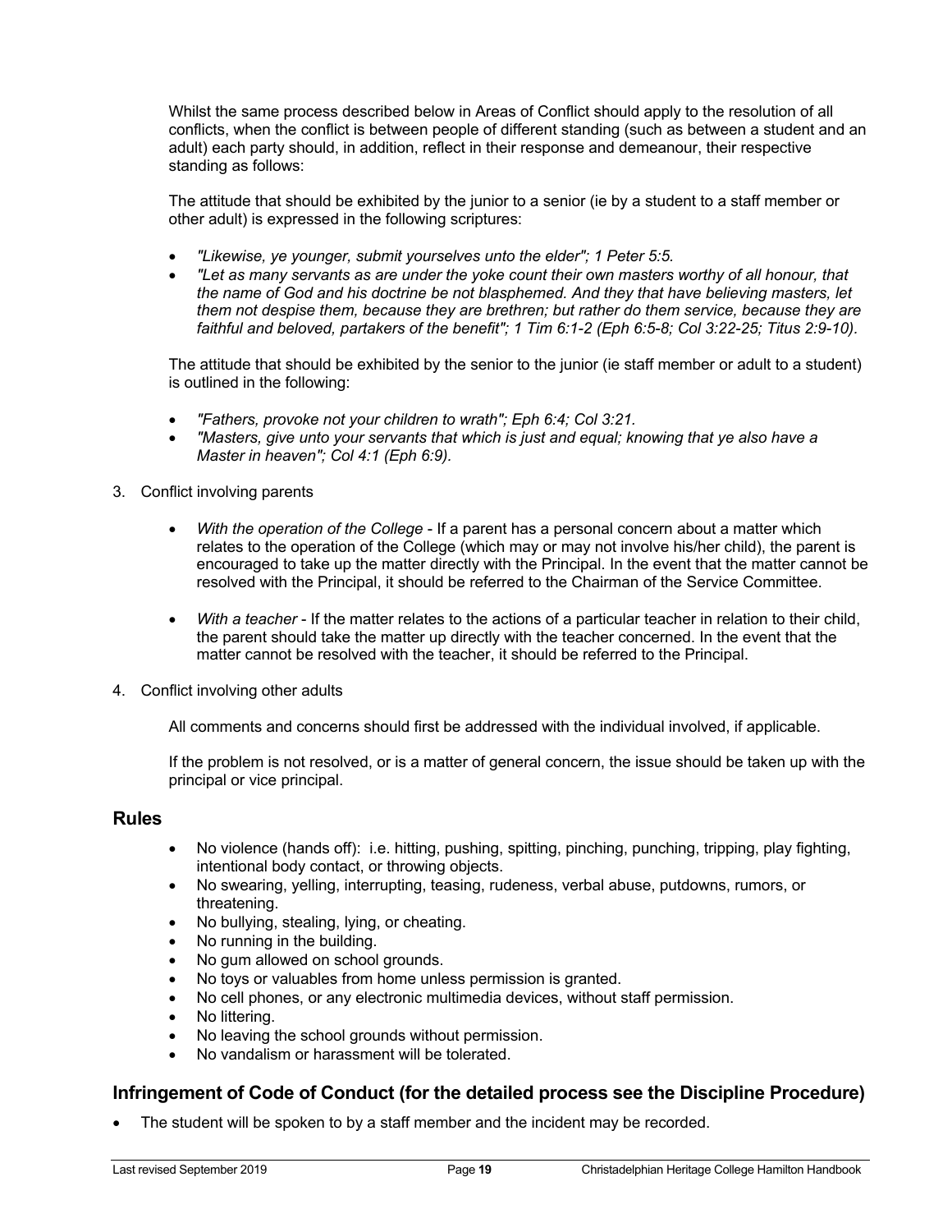Whilst the same process described below in Areas of Conflict should apply to the resolution of all conflicts, when the conflict is between people of different standing (such as between a student and an adult) each party should, in addition, reflect in their response and demeanour, their respective standing as follows:

The attitude that should be exhibited by the junior to a senior (ie by a student to a staff member or other adult) is expressed in the following scriptures:

- *"Likewise, ye younger, submit yourselves unto the elder"; 1 Peter 5:5.*
- *"Let as many servants as are under the yoke count their own masters worthy of all honour, that the name of God and his doctrine be not blasphemed. And they that have believing masters, let them not despise them, because they are brethren; but rather do them service, because they are faithful and beloved, partakers of the benefit"; 1 Tim 6:1-2 (Eph 6:5-8; Col 3:22-25; Titus 2:9-10).*

The attitude that should be exhibited by the senior to the junior (ie staff member or adult to a student) is outlined in the following:

- *"Fathers, provoke not your children to wrath"; Eph 6:4; Col 3:21.*
- *"Masters, give unto your servants that which is just and equal; knowing that ye also have a Master in heaven"; Col 4:1 (Eph 6:9).*

3. Conflict involving parents

    - *With the operation of the College* - If a parent has a personal concern about a matter which relates to the operation of the College (which may or may not involve his/her child), the parent is encouraged to take up the matter directly with the Principal. In the event that the matter cannot be resolved with the Principal, it should be referred to the Chairman of the Service Committee.

    - *With a teacher* - If the matter relates to the actions of a particular teacher in relation to their child, the parent should take the matter up directly with the teacher concerned. In the event that the matter cannot be resolved with the teacher, it should be referred to the Principal.

4. Conflict involving other adults

    All comments and concerns should first be addressed with the individual involved, if applicable.

    If the problem is not resolved, or is a matter of general concern, the issue should be taken up with the principal or vice principal.

## Rules

- No violence (hands off): i.e. hitting, pushing, spitting, pinching, punching, tripping, play fighting, intentional body contact, or throwing objects.
- No swearing, yelling, interrupting, teasing, rudeness, verbal abuse, putdowns, rumors, or threatening.
- No bullying, stealing, lying, or cheating.
- No running in the building.
- No gum allowed on school grounds.
- No toys or valuables from home unless permission is granted.
- No cell phones, or any electronic multimedia devices, without staff permission.
- No littering.
- No leaving the school grounds without permission.
- No vandalism or harassment will be tolerated.

## Infringement of Code of Conduct (for the detailed process see the Discipline Procedure)

- The student will be spoken to by a staff member and the incident may be recorded.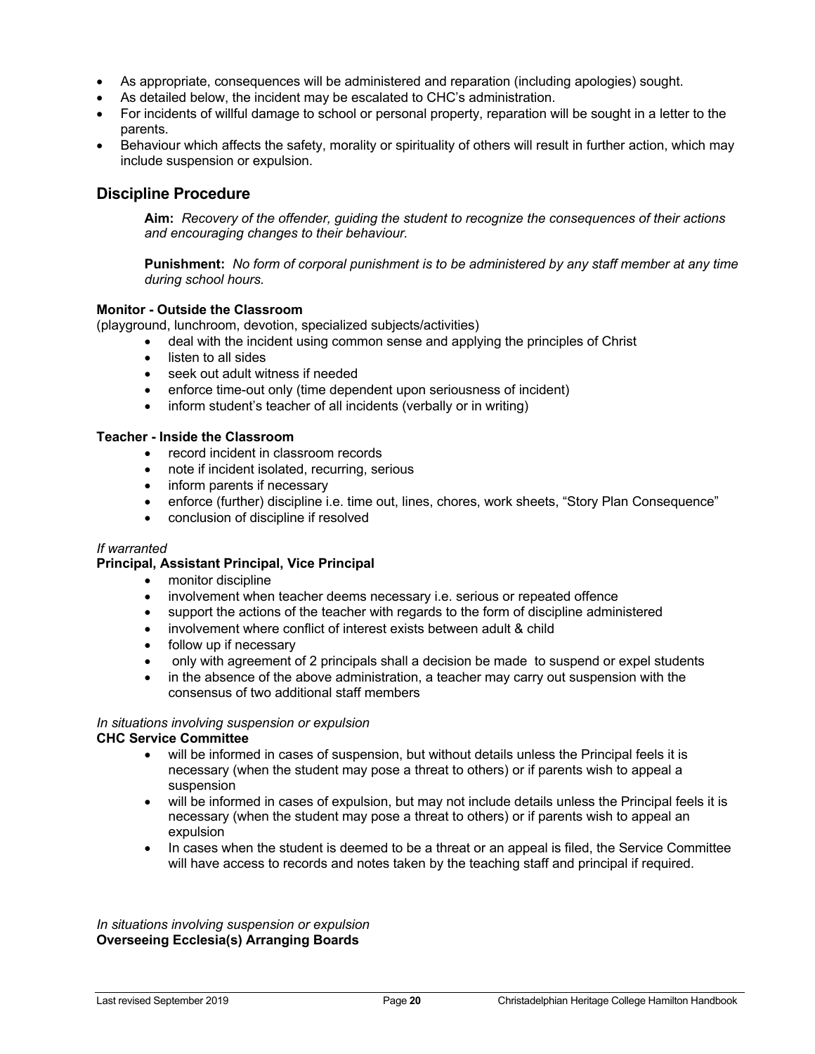- As appropriate, consequences will be administered and reparation (including apologies) sought.
- As detailed below, the incident may be escalated to CHC's administration.
- For incidents of willful damage to school or personal property, reparation will be sought in a letter to the parents.
- Behaviour which affects the safety, morality or spirituality of others will result in further action, which may include suspension or expulsion.

## Discipline Procedure

**Aim:** *Recovery of the offender, guiding the student to recognize the consequences of their actions and encouraging changes to their behaviour.*

**Punishment:** *No form of corporal punishment is to be administered by any staff member at any time during school hours.*

**Monitor - Outside the Classroom**
(playground, lunchroom, devotion, specialized subjects/activities)

- deal with the incident using common sense and applying the principles of Christ
- listen to all sides
- seek out adult witness if needed
- enforce time-out only (time dependent upon seriousness of incident)
- inform student's teacher of all incidents (verbally or in writing)

**Teacher - Inside the Classroom**

- record incident in classroom records
- note if incident isolated, recurring, serious
- inform parents if necessary
- enforce (further) discipline i.e. time out, lines, chores, work sheets, "Story Plan Consequence"
- conclusion of discipline if resolved

*If warranted*
**Principal, Assistant Principal, Vice Principal**

- monitor discipline
- involvement when teacher deems necessary i.e. serious or repeated offence
- support the actions of the teacher with regards to the form of discipline administered
- involvement where conflict of interest exists between adult & child
- follow up if necessary
- only with agreement of 2 principals shall a decision be made to suspend or expel students
- in the absence of the above administration, a teacher may carry out suspension with the consensus of two additional staff members

*In situations involving suspension or expulsion*
**CHC Service Committee**

- will be informed in cases of suspension, but without details unless the Principal feels it is necessary (when the student may pose a threat to others) or if parents wish to appeal a suspension
- will be informed in cases of expulsion, but may not include details unless the Principal feels it is necessary (when the student may pose a threat to others) or if parents wish to appeal an expulsion
- In cases when the student is deemed to be a threat or an appeal is filed, the Service Committee will have access to records and notes taken by the teaching staff and principal if required.

*In situations involving suspension or expulsion*
**Overseeing Ecclesia(s) Arranging Boards**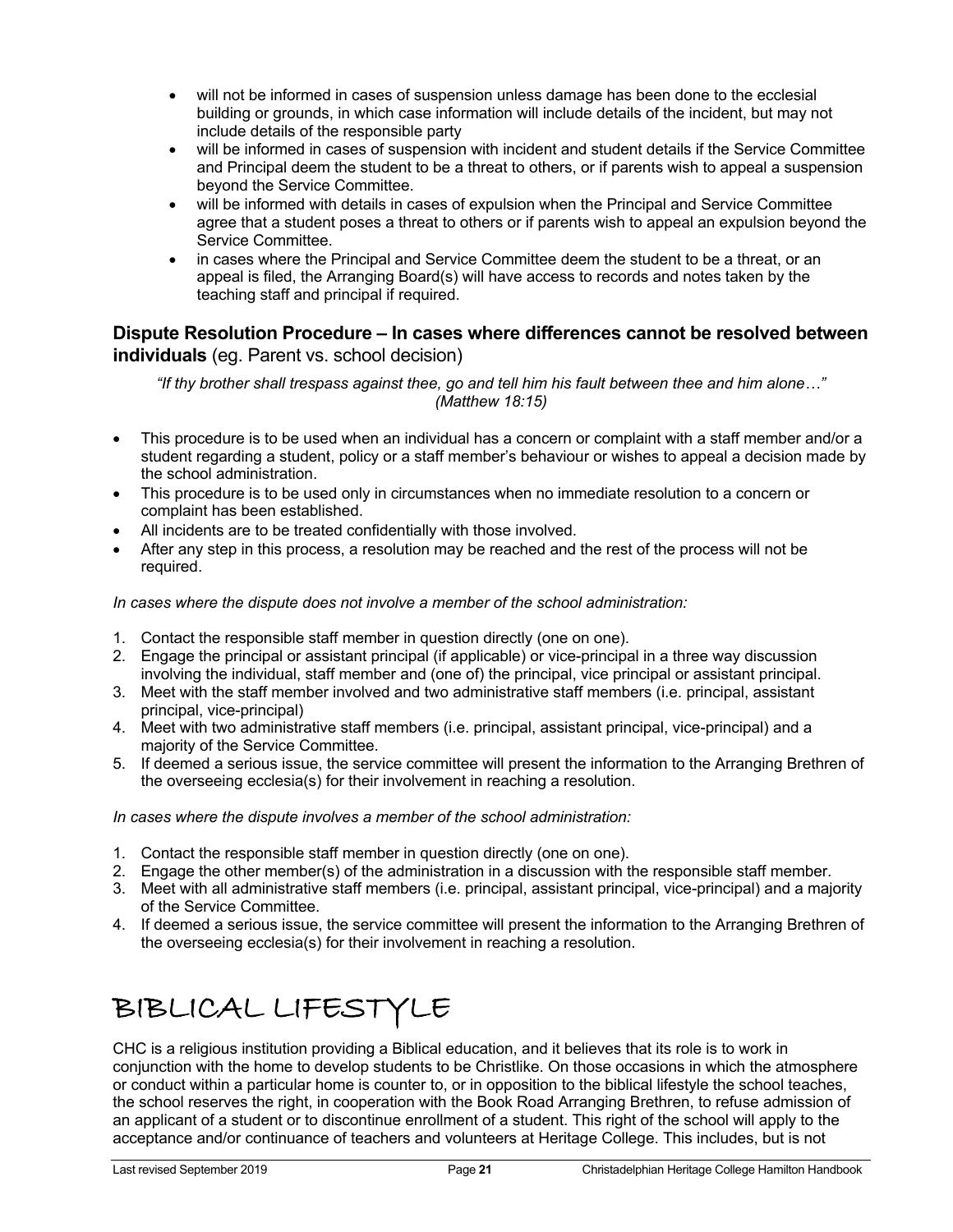- will not be informed in cases of suspension unless damage has been done to the ecclesial building or grounds, in which case information will include details of the incident, but may not include details of the responsible party
- will be informed in cases of suspension with incident and student details if the Service Committee and Principal deem the student to be a threat to others, or if parents wish to appeal a suspension beyond the Service Committee.
- will be informed with details in cases of expulsion when the Principal and Service Committee agree that a student poses a threat to others or if parents wish to appeal an expulsion beyond the Service Committee.
- in cases where the Principal and Service Committee deem the student to be a threat, or an appeal is filed, the Arranging Board(s) will have access to records and notes taken by the teaching staff and principal if required.

### Dispute Resolution Procedure – In cases where differences cannot be resolved between individuals (eg. Parent vs. school decision)

*"If thy brother shall trespass against thee, go and tell him his fault between thee and him alone…" (Matthew 18:15)*

- This procedure is to be used when an individual has a concern or complaint with a staff member and/or a student regarding a student, policy or a staff member's behaviour or wishes to appeal a decision made by the school administration.
- This procedure is to be used only in circumstances when no immediate resolution to a concern or complaint has been established.
- All incidents are to be treated confidentially with those involved.
- After any step in this process, a resolution may be reached and the rest of the process will not be required.

*In cases where the dispute does not involve a member of the school administration:*

1. Contact the responsible staff member in question directly (one on one).
2. Engage the principal or assistant principal (if applicable) or vice-principal in a three way discussion involving the individual, staff member and (one of) the principal, vice principal or assistant principal.
3. Meet with the staff member involved and two administrative staff members (i.e. principal, assistant principal, vice-principal)
4. Meet with two administrative staff members (i.e. principal, assistant principal, vice-principal) and a majority of the Service Committee.
5. If deemed a serious issue, the service committee will present the information to the Arranging Brethren of the overseeing ecclesia(s) for their involvement in reaching a resolution.

*In cases where the dispute involves a member of the school administration:*

1. Contact the responsible staff member in question directly (one on one).
2. Engage the other member(s) of the administration in a discussion with the responsible staff member.
3. Meet with all administrative staff members (i.e. principal, assistant principal, vice-principal) and a majority of the Service Committee.
4. If deemed a serious issue, the service committee will present the information to the Arranging Brethren of the overseeing ecclesia(s) for their involvement in reaching a resolution.

# BIBLICAL LIFESTYLE

CHC is a religious institution providing a Biblical education, and it believes that its role is to work in conjunction with the home to develop students to be Christlike. On those occasions in which the atmosphere or conduct within a particular home is counter to, or in opposition to the biblical lifestyle the school teaches, the school reserves the right, in cooperation with the Book Road Arranging Brethren, to refuse admission of an applicant of a student or to discontinue enrollment of a student. This right of the school will apply to the acceptance and/or continuance of teachers and volunteers at Heritage College. This includes, but is not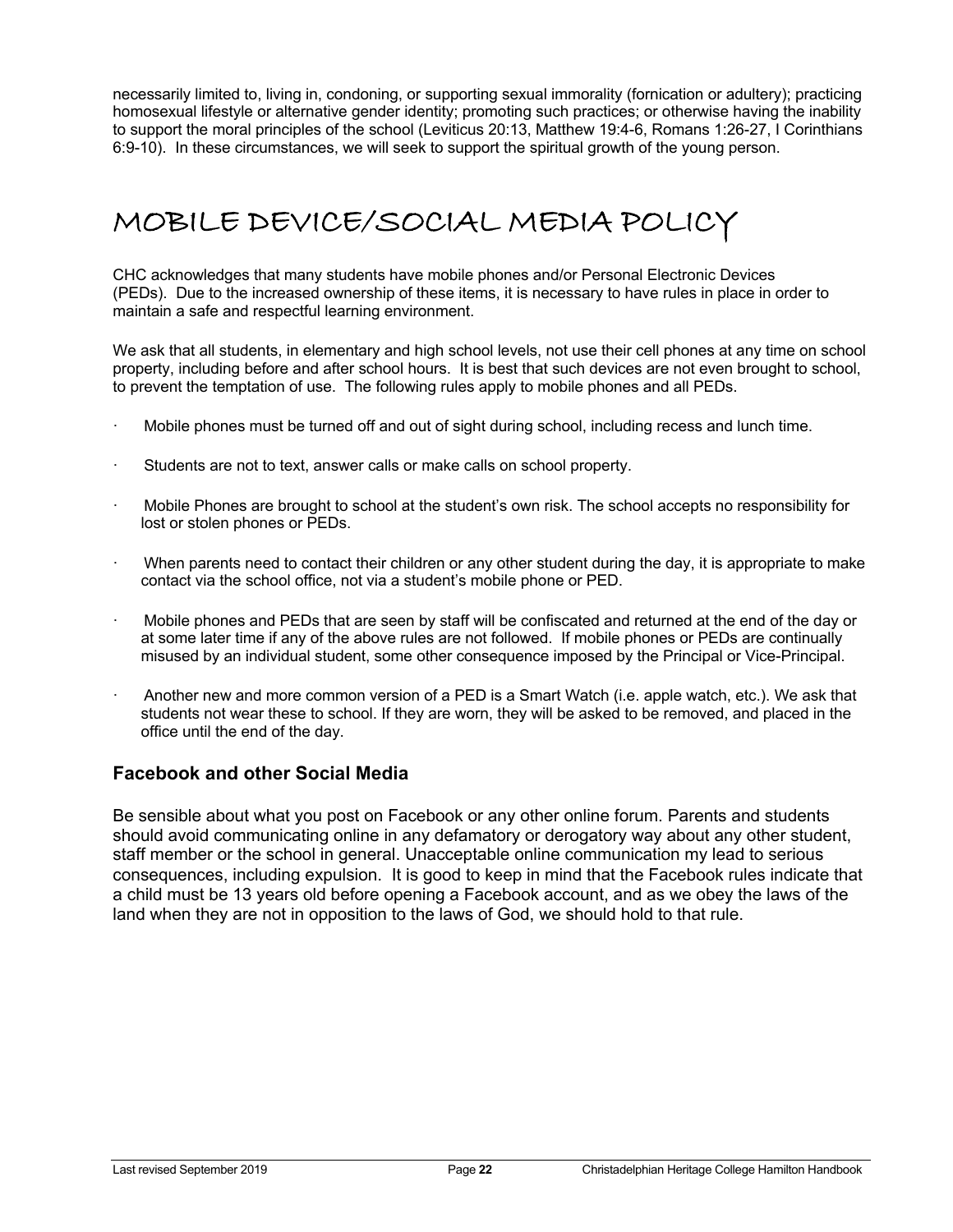necessarily limited to, living in, condoning, or supporting sexual immorality (fornication or adultery); practicing homosexual lifestyle or alternative gender identity; promoting such practices; or otherwise having the inability to support the moral principles of the school (Leviticus 20:13, Matthew 19:4-6, Romans 1:26-27, I Corinthians 6:9-10). In these circumstances, we will seek to support the spiritual growth of the young person.

# MOBILE DEVICE/SOCIAL MEDIA POLICY

CHC acknowledges that many students have mobile phones and/or Personal Electronic Devices (PEDs). Due to the increased ownership of these items, it is necessary to have rules in place in order to maintain a safe and respectful learning environment.

We ask that all students, in elementary and high school levels, not use their cell phones at any time on school property, including before and after school hours. It is best that such devices are not even brought to school, to prevent the temptation of use. The following rules apply to mobile phones and all PEDs.

- Mobile phones must be turned off and out of sight during school, including recess and lunch time.
- Students are not to text, answer calls or make calls on school property.
- Mobile Phones are brought to school at the student's own risk. The school accepts no responsibility for lost or stolen phones or PEDs.
- When parents need to contact their children or any other student during the day, it is appropriate to make contact via the school office, not via a student's mobile phone or PED.
- Mobile phones and PEDs that are seen by staff will be confiscated and returned at the end of the day or at some later time if any of the above rules are not followed. If mobile phones or PEDs are continually misused by an individual student, some other consequence imposed by the Principal or Vice-Principal.
- Another new and more common version of a PED is a Smart Watch (i.e. apple watch, etc.). We ask that students not wear these to school. If they are worn, they will be asked to be removed, and placed in the office until the end of the day.

## Facebook and other Social Media

Be sensible about what you post on Facebook or any other online forum. Parents and students should avoid communicating online in any defamatory or derogatory way about any other student, staff member or the school in general. Unacceptable online communication my lead to serious consequences, including expulsion. It is good to keep in mind that the Facebook rules indicate that a child must be 13 years old before opening a Facebook account, and as we obey the laws of the land when they are not in opposition to the laws of God, we should hold to that rule.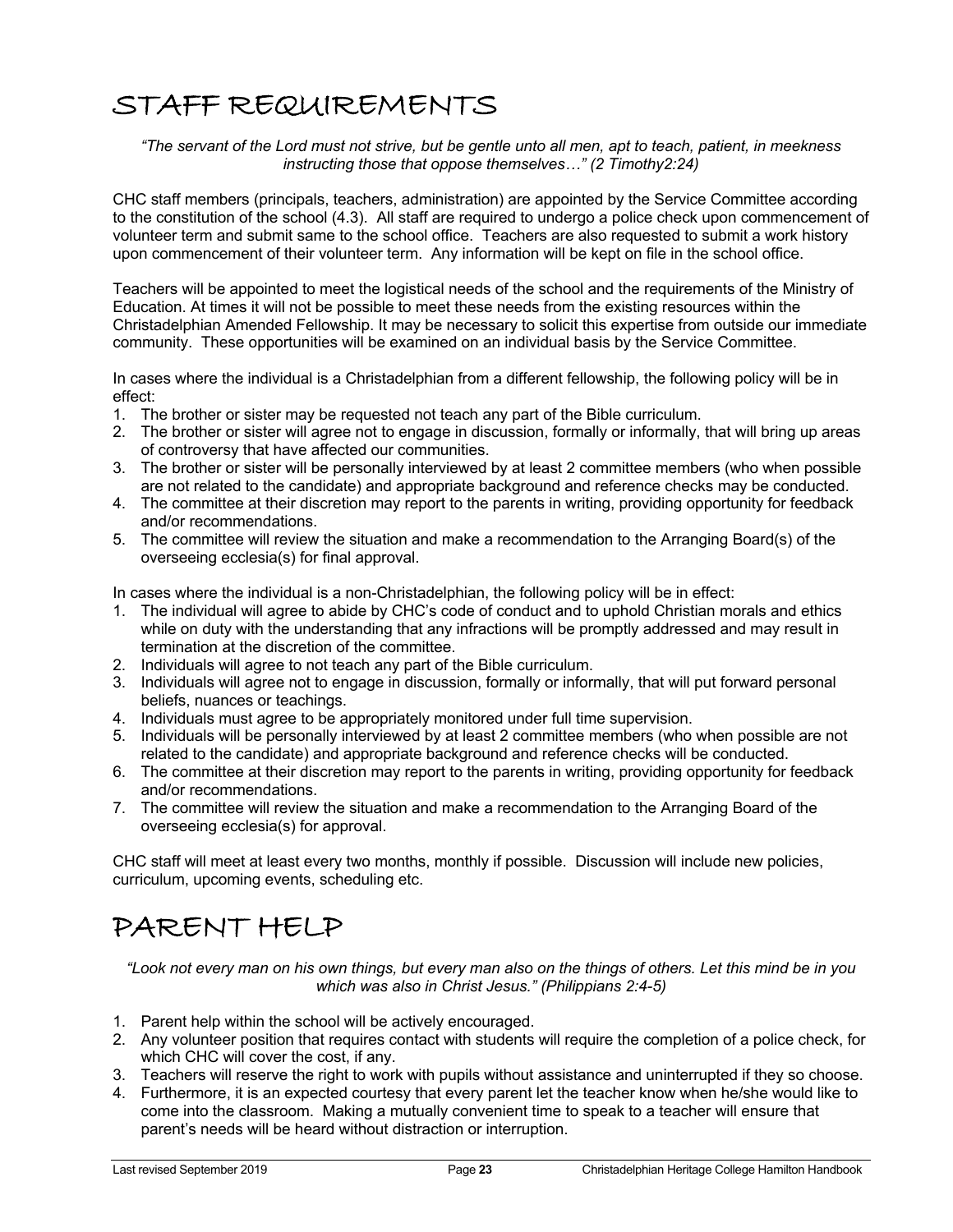# STAFF REQUIREMENTS

*"The servant of the Lord must not strive, but be gentle unto all men, apt to teach, patient, in meekness instructing those that oppose themselves…" (2 Timothy2:24)*

CHC staff members (principals, teachers, administration) are appointed by the Service Committee according to the constitution of the school (4.3). All staff are required to undergo a police check upon commencement of volunteer term and submit same to the school office. Teachers are also requested to submit a work history upon commencement of their volunteer term. Any information will be kept on file in the school office.

Teachers will be appointed to meet the logistical needs of the school and the requirements of the Ministry of Education. At times it will not be possible to meet these needs from the existing resources within the Christadelphian Amended Fellowship. It may be necessary to solicit this expertise from outside our immediate community. These opportunities will be examined on an individual basis by the Service Committee.

In cases where the individual is a Christadelphian from a different fellowship, the following policy will be in effect:

1. The brother or sister may be requested not teach any part of the Bible curriculum.
2. The brother or sister will agree not to engage in discussion, formally or informally, that will bring up areas of controversy that have affected our communities.
3. The brother or sister will be personally interviewed by at least 2 committee members (who when possible are not related to the candidate) and appropriate background and reference checks may be conducted.
4. The committee at their discretion may report to the parents in writing, providing opportunity for feedback and/or recommendations.
5. The committee will review the situation and make a recommendation to the Arranging Board(s) of the overseeing ecclesia(s) for final approval.

In cases where the individual is a non-Christadelphian, the following policy will be in effect:

1. The individual will agree to abide by CHC's code of conduct and to uphold Christian morals and ethics while on duty with the understanding that any infractions will be promptly addressed and may result in termination at the discretion of the committee.
2. Individuals will agree to not teach any part of the Bible curriculum.
3. Individuals will agree not to engage in discussion, formally or informally, that will put forward personal beliefs, nuances or teachings.
4. Individuals must agree to be appropriately monitored under full time supervision.
5. Individuals will be personally interviewed by at least 2 committee members (who when possible are not related to the candidate) and appropriate background and reference checks will be conducted.
6. The committee at their discretion may report to the parents in writing, providing opportunity for feedback and/or recommendations.
7. The committee will review the situation and make a recommendation to the Arranging Board of the overseeing ecclesia(s) for approval.

CHC staff will meet at least every two months, monthly if possible. Discussion will include new policies, curriculum, upcoming events, scheduling etc.

# PARENT HELP

*"Look not every man on his own things, but every man also on the things of others. Let this mind be in you which was also in Christ Jesus." (Philippians 2:4-5)*

1. Parent help within the school will be actively encouraged.
2. Any volunteer position that requires contact with students will require the completion of a police check, for which CHC will cover the cost, if any.
3. Teachers will reserve the right to work with pupils without assistance and uninterrupted if they so choose.
4. Furthermore, it is an expected courtesy that every parent let the teacher know when he/she would like to come into the classroom. Making a mutually convenient time to speak to a teacher will ensure that parent's needs will be heard without distraction or interruption.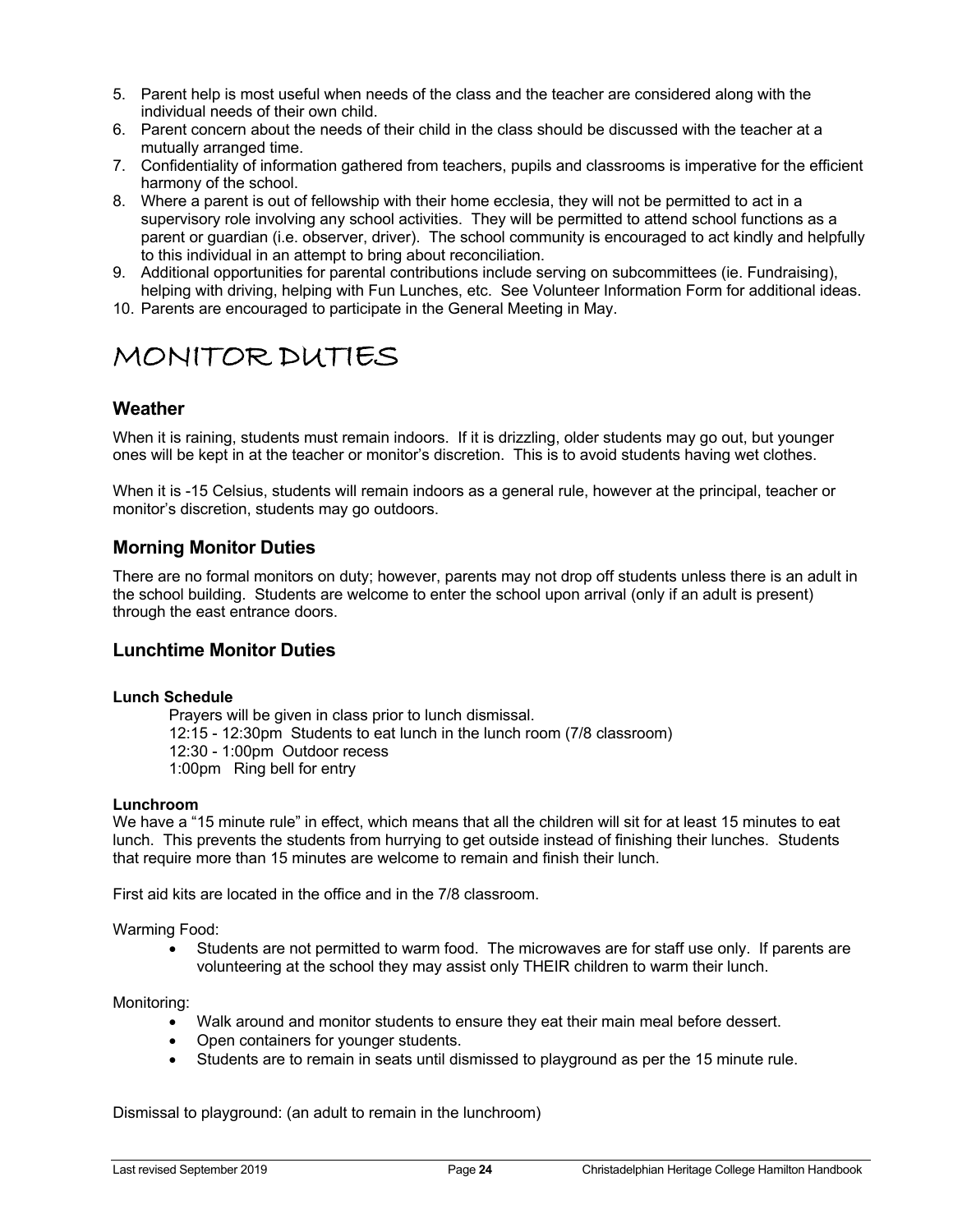5. Parent help is most useful when needs of the class and the teacher are considered along with the individual needs of their own child.
6. Parent concern about the needs of their child in the class should be discussed with the teacher at a mutually arranged time.
7. Confidentiality of information gathered from teachers, pupils and classrooms is imperative for the efficient harmony of the school.
8. Where a parent is out of fellowship with their home ecclesia, they will not be permitted to act in a supervisory role involving any school activities. They will be permitted to attend school functions as a parent or guardian (i.e. observer, driver). The school community is encouraged to act kindly and helpfully to this individual in an attempt to bring about reconciliation.
9. Additional opportunities for parental contributions include serving on subcommittees (ie. Fundraising), helping with driving, helping with Fun Lunches, etc. See Volunteer Information Form for additional ideas.
10. Parents are encouraged to participate in the General Meeting in May.

# MONITOR DUTIES

## Weather

When it is raining, students must remain indoors. If it is drizzling, older students may go out, but younger ones will be kept in at the teacher or monitor's discretion. This is to avoid students having wet clothes.

When it is -15 Celsius, students will remain indoors as a general rule, however at the principal, teacher or monitor's discretion, students may go outdoors.

## Morning Monitor Duties

There are no formal monitors on duty; however, parents may not drop off students unless there is an adult in the school building. Students are welcome to enter the school upon arrival (only if an adult is present) through the east entrance doors.

## Lunchtime Monitor Duties

**Lunch Schedule**

Prayers will be given in class prior to lunch dismissal.
12:15 - 12:30pm Students to eat lunch in the lunch room (7/8 classroom)
12:30 - 1:00pm Outdoor recess
1:00pm Ring bell for entry

**Lunchroom**

We have a "15 minute rule" in effect, which means that all the children will sit for at least 15 minutes to eat lunch. This prevents the students from hurrying to get outside instead of finishing their lunches. Students that require more than 15 minutes are welcome to remain and finish their lunch.

First aid kits are located in the office and in the 7/8 classroom.

Warming Food:

- Students are not permitted to warm food. The microwaves are for staff use only. If parents are volunteering at the school they may assist only THEIR children to warm their lunch.

Monitoring:

- Walk around and monitor students to ensure they eat their main meal before dessert.
- Open containers for younger students.
- Students are to remain in seats until dismissed to playground as per the 15 minute rule.

Dismissal to playground: (an adult to remain in the lunchroom)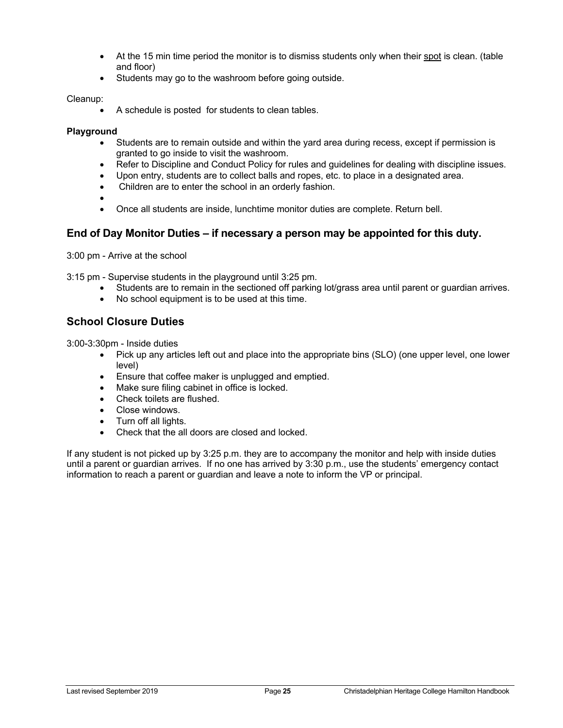- At the 15 min time period the monitor is to dismiss students only when their <u>spot</u> is clean. (table and floor)
- Students may go to the washroom before going outside.

Cleanup:

- A schedule is posted for students to clean tables.

**Playground**

- Students are to remain outside and within the yard area during recess, except if permission is granted to go inside to visit the washroom.
- Refer to Discipline and Conduct Policy for rules and guidelines for dealing with discipline issues.
- Upon entry, students are to collect balls and ropes, etc. to place in a designated area.
- Children are to enter the school in an orderly fashion.
-
- Once all students are inside, lunchtime monitor duties are complete. Return bell.

## End of Day Monitor Duties – if necessary a person may be appointed for this duty.

3:00 pm - Arrive at the school

3:15 pm - Supervise students in the playground until 3:25 pm.

- Students are to remain in the sectioned off parking lot/grass area until parent or guardian arrives.
- No school equipment is to be used at this time.

## School Closure Duties

3:00-3:30pm - Inside duties

- Pick up any articles left out and place into the appropriate bins (SLO) (one upper level, one lower level)
- Ensure that coffee maker is unplugged and emptied.
- Make sure filing cabinet in office is locked.
- Check toilets are flushed.
- Close windows.
- Turn off all lights.
- Check that the all doors are closed and locked.

If any student is not picked up by 3:25 p.m. they are to accompany the monitor and help with inside duties until a parent or guardian arrives. If no one has arrived by 3:30 p.m., use the students' emergency contact information to reach a parent or guardian and leave a note to inform the VP or principal.